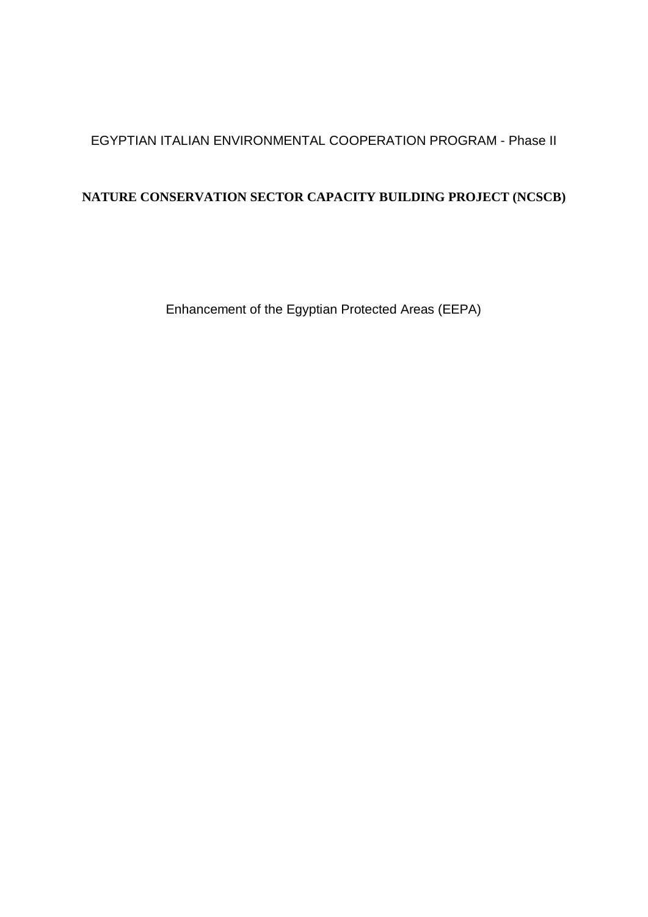EGYPTIAN ITALIAN ENVIRONMENTAL COOPERATION PROGRAM - Phase II

# NATURE CONSERVATION SECTOR CAPACITY BUILDING PROJECT (NCSCB)

Enhancement of the Egyptian Protected Areas (EEPA)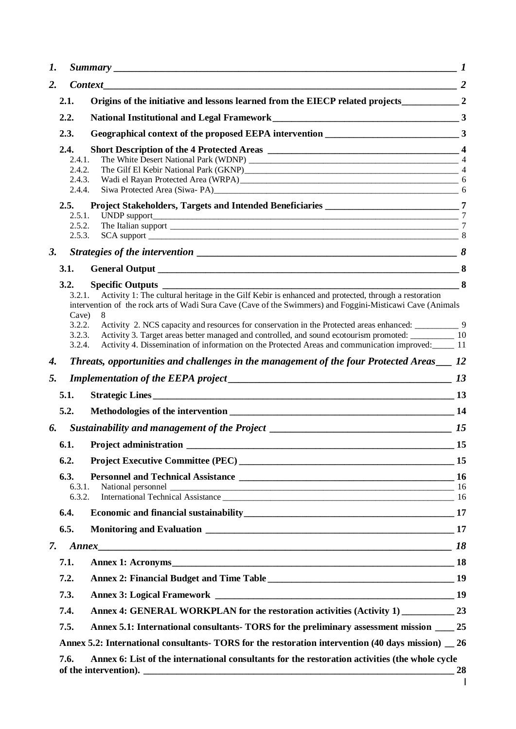*1.* ***Summary*** *1*

*2.* ***Context*** *2*

**2.1. Origins of the initiative and lessons learned from the EIECP related projects 2**

**2.2. National Institutional and Legal Framework 3**

**2.3. Geographical context of the proposed EEPA intervention 3**

**2.4. Short Description of the 4 Protected Areas 4**

2.4.1. The White Desert National Park (WDNP) 4

2.4.2. The Gilf El Kebir National Park (GKNP) 4

2.4.3. Wadi el Rayan Protected Area (WRPA) 6

2.4.4. Siwa Protected Area (Siwa- PA) 6

**2.5. Project Stakeholders, Targets and Intended Beneficiaries 7**

2.5.1. UNDP support 7

2.5.2. The Italian support 7

2.5.3. SCA support 8

*3.* ***Strategies of the intervention*** *8*

**3.1. General Output 8**

**3.2. Specific Outputs 8**

3.2.1. Activity 1: The cultural heritage in the Gilf Kebir is enhanced and protected, through a restoration intervention of the rock arts of Wadi Sura Cave (Cave of the Swimmers) and Foggini-Misticawi Cave (Animals Cave) 8

3.2.2. Activity 2. NCS capacity and resources for conservation in the Protected areas enhanced: 9

3.2.3. Activity 3. Target areas better managed and controlled, and sound ecotourism promoted: 10

3.2.4. Activity 4. Dissemination of information on the Protected Areas and communication improved: 11

*4.* ***Threats, opportunities and challenges in the management of the four Protected Areas*** *12*

*5.* ***Implementation of the EEPA project*** *13*

**5.1. Strategic Lines 13**

**5.2. Methodologies of the intervention 14**

*6.* ***Sustainability and management of the Project*** *15*

**6.1. Project administration 15**

**6.2. Project Executive Committee (PEC) 15**

**6.3. Personnel and Technical Assistance 16**

6.3.1. National personnel 16

6.3.2. International Technical Assistance 16

**6.4. Economic and financial sustainability 17**

**6.5. Monitoring and Evaluation 17**

*7.* ***Annex*** *18*

**7.1. Annex 1: Acronyms 18**

**7.2. Annex 2: Financial Budget and Time Table 19**

**7.3. Annex 3: Logical Framework 19**

**7.4. Annex 4: GENERAL WORKPLAN for the restoration activities (Activity 1) 23**

**7.5. Annex 5.1: International consultants- TORS for the preliminary assessment mission 25**

**Annex 5.2: International consultants- TORS for the restoration intervention (40 days mission) 26**

**7.6. Annex 6: List of the international consultants for the restoration activities (the whole cycle of the intervention). 28**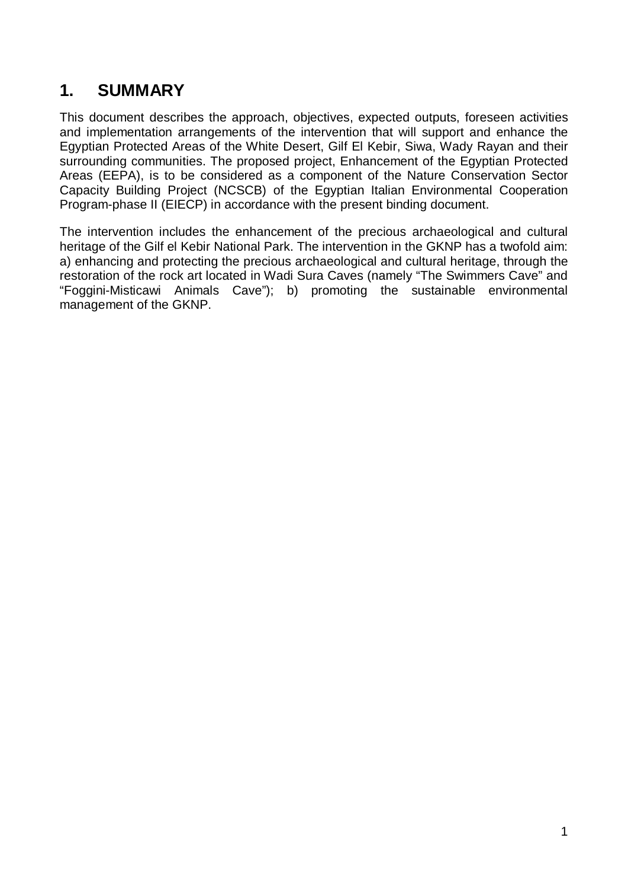# 1. SUMMARY

This document describes the approach, objectives, expected outputs, foreseen activities and implementation arrangements of the intervention that will support and enhance the Egyptian Protected Areas of the White Desert, Gilf El Kebir, Siwa, Wady Rayan and their surrounding communities. The proposed project, Enhancement of the Egyptian Protected Areas (EEPA), is to be considered as a component of the Nature Conservation Sector Capacity Building Project (NCSCB) of the Egyptian Italian Environmental Cooperation Program-phase II (EIECP) in accordance with the present binding document.

The intervention includes the enhancement of the precious archaeological and cultural heritage of the Gilf el Kebir National Park. The intervention in the GKNP has a twofold aim: a) enhancing and protecting the precious archaeological and cultural heritage, through the restoration of the rock art located in Wadi Sura Caves (namely "The Swimmers Cave" and "Foggini-Misticawi Animals Cave"); b) promoting the sustainable environmental management of the GKNP.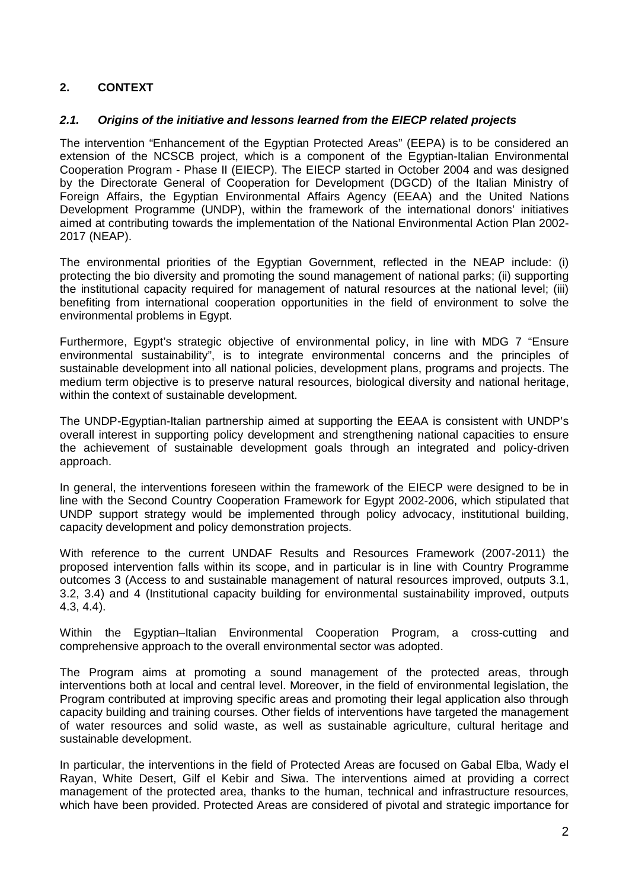## 2. CONTEXT

### *2.1. Origins of the initiative and lessons learned from the EIECP related projects*

The intervention "Enhancement of the Egyptian Protected Areas" (EEPA) is to be considered an extension of the NCSCB project, which is a component of the Egyptian-Italian Environmental Cooperation Program - Phase II (EIECP). The EIECP started in October 2004 and was designed by the Directorate General of Cooperation for Development (DGCD) of the Italian Ministry of Foreign Affairs, the Egyptian Environmental Affairs Agency (EEAA) and the United Nations Development Programme (UNDP), within the framework of the international donors' initiatives aimed at contributing towards the implementation of the National Environmental Action Plan 2002-2017 (NEAP).

The environmental priorities of the Egyptian Government, reflected in the NEAP include: (i) protecting the bio diversity and promoting the sound management of national parks; (ii) supporting the institutional capacity required for management of natural resources at the national level; (iii) benefiting from international cooperation opportunities in the field of environment to solve the environmental problems in Egypt.

Furthermore, Egypt's strategic objective of environmental policy, in line with MDG 7 "Ensure environmental sustainability", is to integrate environmental concerns and the principles of sustainable development into all national policies, development plans, programs and projects. The medium term objective is to preserve natural resources, biological diversity and national heritage, within the context of sustainable development.

The UNDP-Egyptian-Italian partnership aimed at supporting the EEAA is consistent with UNDP's overall interest in supporting policy development and strengthening national capacities to ensure the achievement of sustainable development goals through an integrated and policy-driven approach.

In general, the interventions foreseen within the framework of the EIECP were designed to be in line with the Second Country Cooperation Framework for Egypt 2002-2006, which stipulated that UNDP support strategy would be implemented through policy advocacy, institutional building, capacity development and policy demonstration projects.

With reference to the current UNDAF Results and Resources Framework (2007-2011) the proposed intervention falls within its scope, and in particular is in line with Country Programme outcomes 3 (Access to and sustainable management of natural resources improved, outputs 3.1, 3.2, 3.4) and 4 (Institutional capacity building for environmental sustainability improved, outputs 4.3, 4.4).

Within the Egyptian–Italian Environmental Cooperation Program, a cross-cutting and comprehensive approach to the overall environmental sector was adopted.

The Program aims at promoting a sound management of the protected areas, through interventions both at local and central level. Moreover, in the field of environmental legislation, the Program contributed at improving specific areas and promoting their legal application also through capacity building and training courses. Other fields of interventions have targeted the management of water resources and solid waste, as well as sustainable agriculture, cultural heritage and sustainable development.

In particular, the interventions in the field of Protected Areas are focused on Gabal Elba, Wady el Rayan, White Desert, Gilf el Kebir and Siwa. The interventions aimed at providing a correct management of the protected area, thanks to the human, technical and infrastructure resources, which have been provided. Protected Areas are considered of pivotal and strategic importance for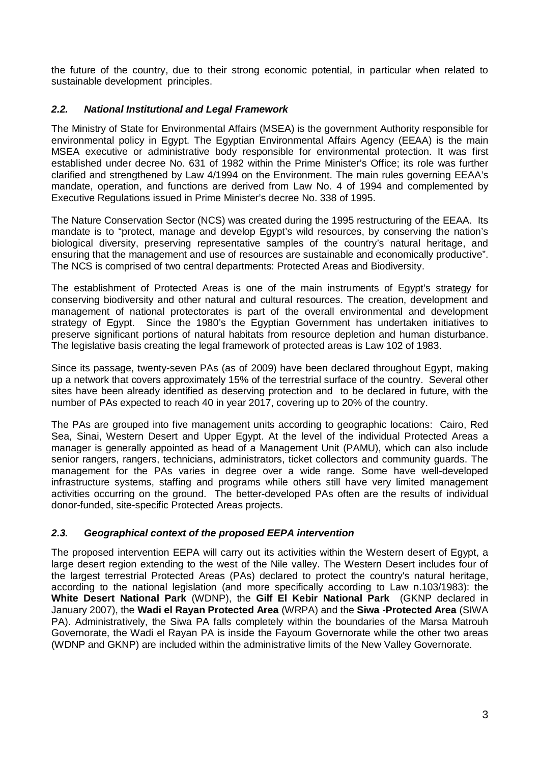the future of the country, due to their strong economic potential, in particular when related to sustainable development principles.

### *2.2. National Institutional and Legal Framework*

The Ministry of State for Environmental Affairs (MSEA) is the government Authority responsible for environmental policy in Egypt. The Egyptian Environmental Affairs Agency (EEAA) is the main MSEA executive or administrative body responsible for environmental protection. It was first established under decree No. 631 of 1982 within the Prime Minister's Office; its role was further clarified and strengthened by Law 4/1994 on the Environment. The main rules governing EEAA's mandate, operation, and functions are derived from Law No. 4 of 1994 and complemented by Executive Regulations issued in Prime Minister's decree No. 338 of 1995.

The Nature Conservation Sector (NCS) was created during the 1995 restructuring of the EEAA. Its mandate is to "protect, manage and develop Egypt's wild resources, by conserving the nation's biological diversity, preserving representative samples of the country's natural heritage, and ensuring that the management and use of resources are sustainable and economically productive". The NCS is comprised of two central departments: Protected Areas and Biodiversity.

The establishment of Protected Areas is one of the main instruments of Egypt's strategy for conserving biodiversity and other natural and cultural resources. The creation, development and management of national protectorates is part of the overall environmental and development strategy of Egypt. Since the 1980's the Egyptian Government has undertaken initiatives to preserve significant portions of natural habitats from resource depletion and human disturbance. The legislative basis creating the legal framework of protected areas is Law 102 of 1983.

Since its passage, twenty-seven PAs (as of 2009) have been declared throughout Egypt, making up a network that covers approximately 15% of the terrestrial surface of the country. Several other sites have been already identified as deserving protection and to be declared in future, with the number of PAs expected to reach 40 in year 2017, covering up to 20% of the country.

The PAs are grouped into five management units according to geographic locations: Cairo, Red Sea, Sinai, Western Desert and Upper Egypt. At the level of the individual Protected Areas a manager is generally appointed as head of a Management Unit (PAMU), which can also include senior rangers, rangers, technicians, administrators, ticket collectors and community guards. The management for the PAs varies in degree over a wide range. Some have well-developed infrastructure systems, staffing and programs while others still have very limited management activities occurring on the ground. The better-developed PAs often are the results of individual donor-funded, site-specific Protected Areas projects.

### *2.3. Geographical context of the proposed EEPA intervention*

The proposed intervention EEPA will carry out its activities within the Western desert of Egypt, a large desert region extending to the west of the Nile valley. The Western Desert includes four of the largest terrestrial Protected Areas (PAs) declared to protect the country's natural heritage, according to the national legislation (and more specifically according to Law n.103/1983): the **White Desert National Park** (WDNP), the **Gilf El Kebir National Park** (GKNP declared in January 2007), the **Wadi el Rayan Protected Area** (WRPA) and the **Siwa -Protected Area** (SIWA PA). Administratively, the Siwa PA falls completely within the boundaries of the Marsa Matrouh Governorate, the Wadi el Rayan PA is inside the Fayoum Governorate while the other two areas (WDNP and GKNP) are included within the administrative limits of the New Valley Governorate.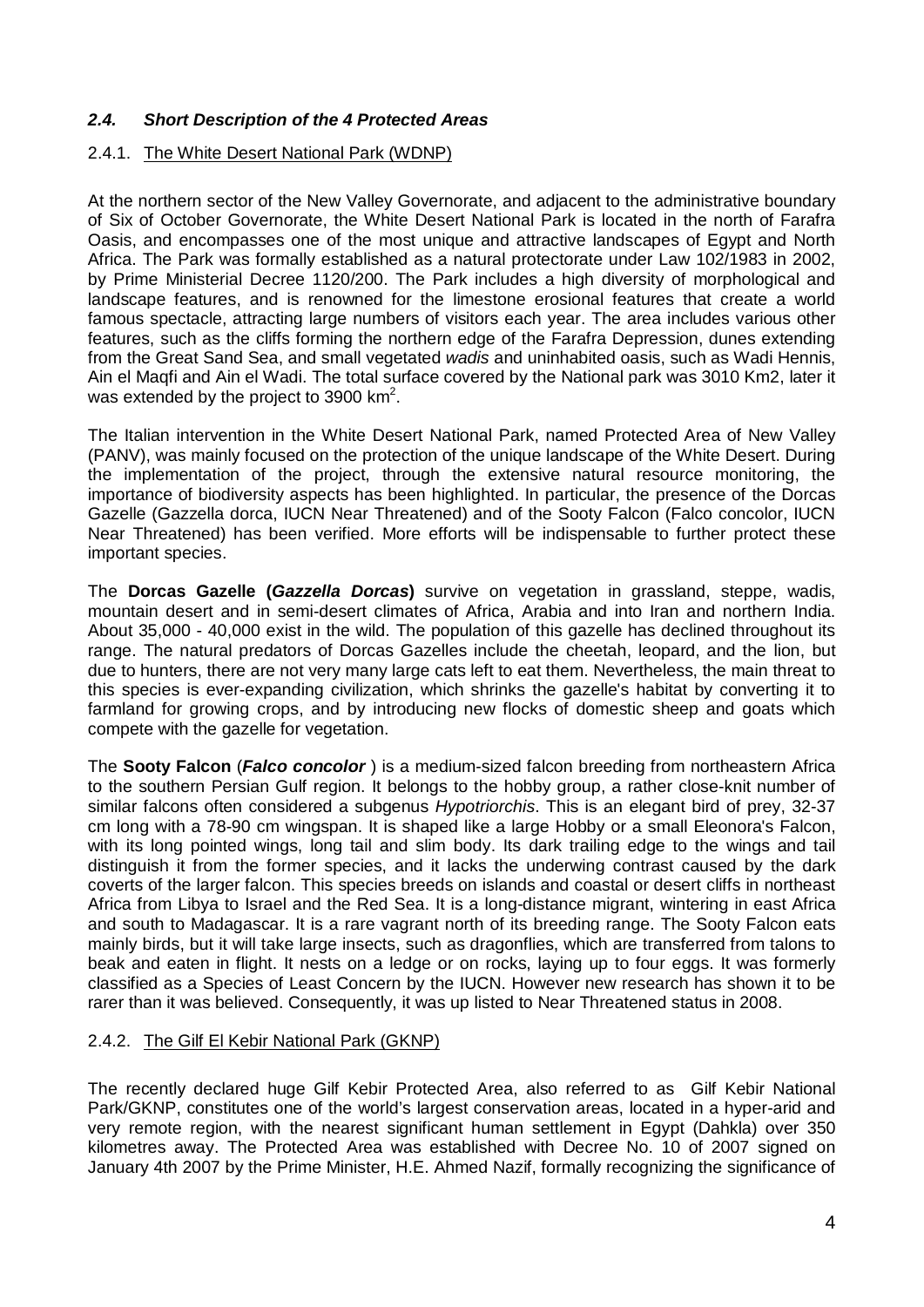### *2.4. Short Description of the 4 Protected Areas*

#### 2.4.1. The White Desert National Park (WDNP)

At the northern sector of the New Valley Governorate, and adjacent to the administrative boundary of Six of October Governorate, the White Desert National Park is located in the north of Farafra Oasis, and encompasses one of the most unique and attractive landscapes of Egypt and North Africa. The Park was formally established as a natural protectorate under Law 102/1983 in 2002, by Prime Ministerial Decree 1120/200. The Park includes a high diversity of morphological and landscape features, and is renowned for the limestone erosional features that create a world famous spectacle, attracting large numbers of visitors each year. The area includes various other features, such as the cliffs forming the northern edge of the Farafra Depression, dunes extending from the Great Sand Sea, and small vegetated *wadis* and uninhabited oasis, such as Wadi Hennis, Ain el Maqfi and Ain el Wadi. The total surface covered by the National park was 3010 Km2, later it was extended by the project to 3900 km$^2$.

The Italian intervention in the White Desert National Park, named Protected Area of New Valley (PANV), was mainly focused on the protection of the unique landscape of the White Desert. During the implementation of the project, through the extensive natural resource monitoring, the importance of biodiversity aspects has been highlighted. In particular, the presence of the Dorcas Gazelle (Gazzella dorca, IUCN Near Threatened) and of the Sooty Falcon (Falco concolor, IUCN Near Threatened) has been verified. More efforts will be indispensable to further protect these important species.

The **Dorcas Gazelle (*Gazzella Dorcas*)** survive on vegetation in grassland, steppe, wadis, mountain desert and in semi-desert climates of Africa, Arabia and into Iran and northern India. About 35,000 - 40,000 exist in the wild. The population of this gazelle has declined throughout its range. The natural predators of Dorcas Gazelles include the cheetah, leopard, and the lion, but due to hunters, there are not very many large cats left to eat them. Nevertheless, the main threat to this species is ever-expanding civilization, which shrinks the gazelle's habitat by converting it to farmland for growing crops, and by introducing new flocks of domestic sheep and goats which compete with the gazelle for vegetation.

The **Sooty Falcon** (***Falco concolor*** ) is a medium-sized falcon breeding from northeastern Africa to the southern Persian Gulf region. It belongs to the hobby group, a rather close-knit number of similar falcons often considered a subgenus *Hypotriorchis*. This is an elegant bird of prey, 32-37 cm long with a 78-90 cm wingspan. It is shaped like a large Hobby or a small Eleonora's Falcon, with its long pointed wings, long tail and slim body. Its dark trailing edge to the wings and tail distinguish it from the former species, and it lacks the underwing contrast caused by the dark coverts of the larger falcon. This species breeds on islands and coastal or desert cliffs in northeast Africa from Libya to Israel and the Red Sea. It is a long-distance migrant, wintering in east Africa and south to Madagascar. It is a rare vagrant north of its breeding range. The Sooty Falcon eats mainly birds, but it will take large insects, such as dragonflies, which are transferred from talons to beak and eaten in flight. It nests on a ledge or on rocks, laying up to four eggs. It was formerly classified as a Species of Least Concern by the IUCN. However new research has shown it to be rarer than it was believed. Consequently, it was up listed to Near Threatened status in 2008.

#### 2.4.2. The Gilf El Kebir National Park (GKNP)

The recently declared huge Gilf Kebir Protected Area, also referred to as Gilf Kebir National Park/GKNP, constitutes one of the world's largest conservation areas, located in a hyper-arid and very remote region, with the nearest significant human settlement in Egypt (Dahkla) over 350 kilometres away. The Protected Area was established with Decree No. 10 of 2007 signed on January 4th 2007 by the Prime Minister, H.E. Ahmed Nazif, formally recognizing the significance of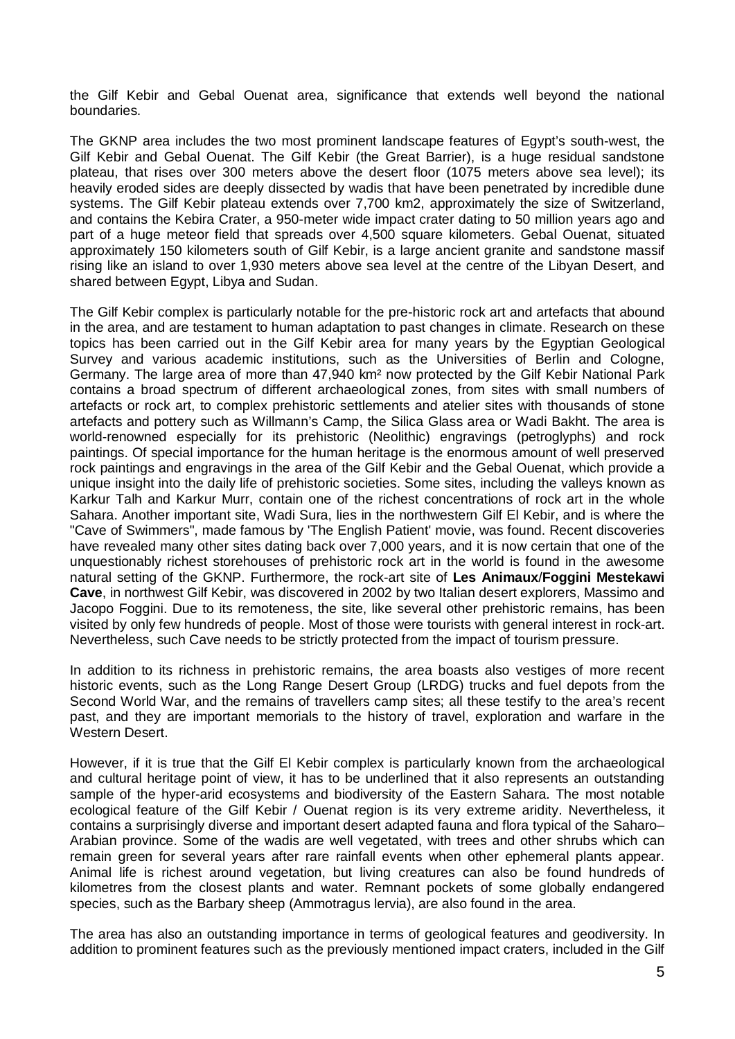the Gilf Kebir and Gebal Ouenat area, significance that extends well beyond the national boundaries.

The GKNP area includes the two most prominent landscape features of Egypt's south-west, the Gilf Kebir and Gebal Ouenat. The Gilf Kebir (the Great Barrier), is a huge residual sandstone plateau, that rises over 300 meters above the desert floor (1075 meters above sea level); its heavily eroded sides are deeply dissected by wadis that have been penetrated by incredible dune systems. The Gilf Kebir plateau extends over 7,700 km2, approximately the size of Switzerland, and contains the Kebira Crater, a 950-meter wide impact crater dating to 50 million years ago and part of a huge meteor field that spreads over 4,500 square kilometers. Gebal Ouenat, situated approximately 150 kilometers south of Gilf Kebir, is a large ancient granite and sandstone massif rising like an island to over 1,930 meters above sea level at the centre of the Libyan Desert, and shared between Egypt, Libya and Sudan.

The Gilf Kebir complex is particularly notable for the pre-historic rock art and artefacts that abound in the area, and are testament to human adaptation to past changes in climate. Research on these topics has been carried out in the Gilf Kebir area for many years by the Egyptian Geological Survey and various academic institutions, such as the Universities of Berlin and Cologne, Germany. The large area of more than 47,940 km² now protected by the Gilf Kebir National Park contains a broad spectrum of different archaeological zones, from sites with small numbers of artefacts or rock art, to complex prehistoric settlements and atelier sites with thousands of stone artefacts and pottery such as Willmann's Camp, the Silica Glass area or Wadi Bakht. The area is world-renowned especially for its prehistoric (Neolithic) engravings (petroglyphs) and rock paintings. Of special importance for the human heritage is the enormous amount of well preserved rock paintings and engravings in the area of the Gilf Kebir and the Gebal Ouenat, which provide a unique insight into the daily life of prehistoric societies. Some sites, including the valleys known as Karkur Talh and Karkur Murr, contain one of the richest concentrations of rock art in the whole Sahara. Another important site, Wadi Sura, lies in the northwestern Gilf El Kebir, and is where the "Cave of Swimmers", made famous by 'The English Patient' movie, was found. Recent discoveries have revealed many other sites dating back over 7,000 years, and it is now certain that one of the unquestionably richest storehouses of prehistoric rock art in the world is found in the awesome natural setting of the GKNP. Furthermore, the rock-art site of **Les Animaux**/**Foggini Mestekawi Cave**, in northwest Gilf Kebir, was discovered in 2002 by two Italian desert explorers, Massimo and Jacopo Foggini. Due to its remoteness, the site, like several other prehistoric remains, has been visited by only few hundreds of people. Most of those were tourists with general interest in rock-art. Nevertheless, such Cave needs to be strictly protected from the impact of tourism pressure.

In addition to its richness in prehistoric remains, the area boasts also vestiges of more recent historic events, such as the Long Range Desert Group (LRDG) trucks and fuel depots from the Second World War, and the remains of travellers camp sites; all these testify to the area's recent past, and they are important memorials to the history of travel, exploration and warfare in the Western Desert.

However, if it is true that the Gilf El Kebir complex is particularly known from the archaeological and cultural heritage point of view, it has to be underlined that it also represents an outstanding sample of the hyper-arid ecosystems and biodiversity of the Eastern Sahara. The most notable ecological feature of the Gilf Kebir / Ouenat region is its very extreme aridity. Nevertheless, it contains a surprisingly diverse and important desert adapted fauna and flora typical of the Saharo–Arabian province. Some of the wadis are well vegetated, with trees and other shrubs which can remain green for several years after rare rainfall events when other ephemeral plants appear. Animal life is richest around vegetation, but living creatures can also be found hundreds of kilometres from the closest plants and water. Remnant pockets of some globally endangered species, such as the Barbary sheep (Ammotragus lervia), are also found in the area.

The area has also an outstanding importance in terms of geological features and geodiversity. In addition to prominent features such as the previously mentioned impact craters, included in the Gilf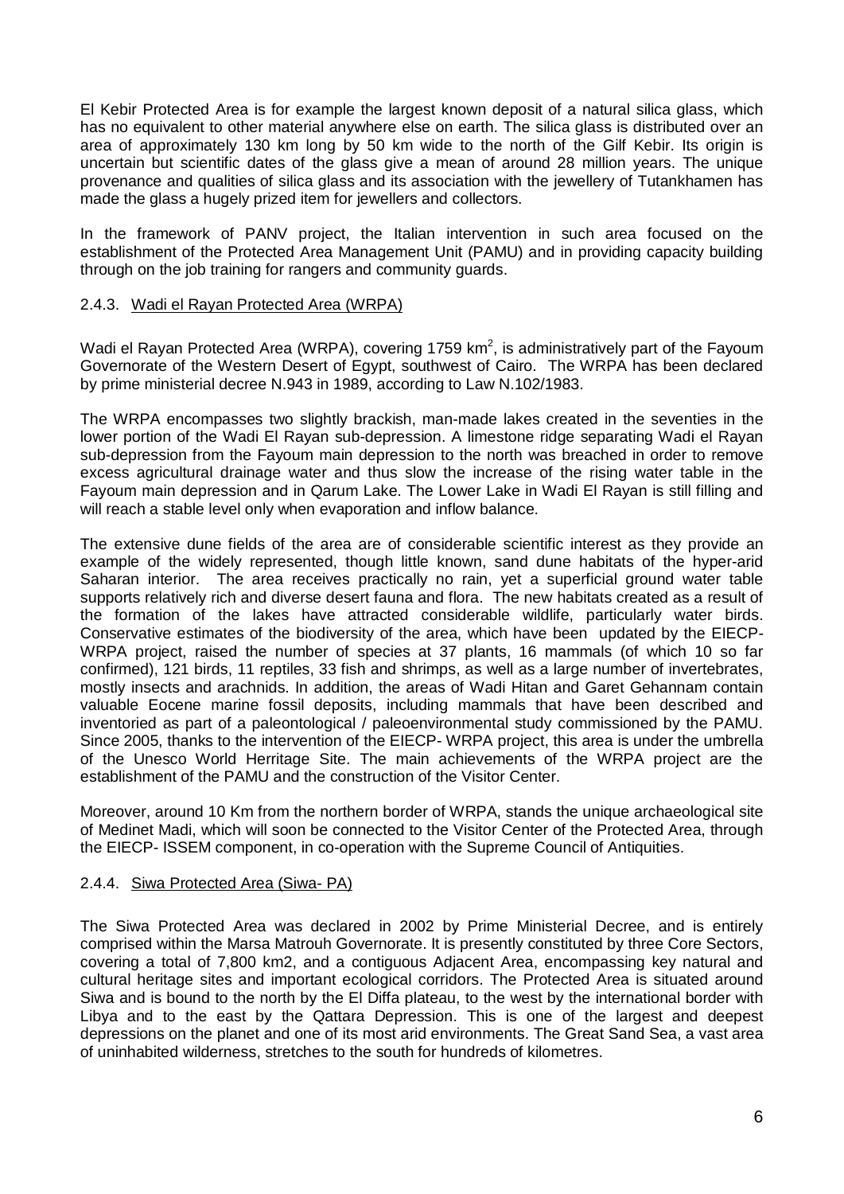El Kebir Protected Area is for example the largest known deposit of a natural silica glass, which has no equivalent to other material anywhere else on earth. The silica glass is distributed over an area of approximately 130 km long by 50 km wide to the north of the Gilf Kebir. Its origin is uncertain but scientific dates of the glass give a mean of around 28 million years. The unique provenance and qualities of silica glass and its association with the jewellery of Tutankhamen has made the glass a hugely prized item for jewellers and collectors.

In the framework of PANV project, the Italian intervention in such area focused on the establishment of the Protected Area Management Unit (PAMU) and in providing capacity building through on the job training for rangers and community guards.

#### 2.4.3. Wadi el Rayan Protected Area (WRPA)

Wadi el Rayan Protected Area (WRPA), covering 1759 km$^2$, is administratively part of the Fayoum Governorate of the Western Desert of Egypt, southwest of Cairo. The WRPA has been declared by prime ministerial decree N.943 in 1989, according to Law N.102/1983.

The WRPA encompasses two slightly brackish, man-made lakes created in the seventies in the lower portion of the Wadi El Rayan sub-depression. A limestone ridge separating Wadi el Rayan sub-depression from the Fayoum main depression to the north was breached in order to remove excess agricultural drainage water and thus slow the increase of the rising water table in the Fayoum main depression and in Qarum Lake. The Lower Lake in Wadi El Rayan is still filling and will reach a stable level only when evaporation and inflow balance.

The extensive dune fields of the area are of considerable scientific interest as they provide an example of the widely represented, though little known, sand dune habitats of the hyper-arid Saharan interior. The area receives practically no rain, yet a superficial ground water table supports relatively rich and diverse desert fauna and flora. The new habitats created as a result of the formation of the lakes have attracted considerable wildlife, particularly water birds. Conservative estimates of the biodiversity of the area, which have been updated by the EIECP-WRPA project, raised the number of species at 37 plants, 16 mammals (of which 10 so far confirmed), 121 birds, 11 reptiles, 33 fish and shrimps, as well as a large number of invertebrates, mostly insects and arachnids. In addition, the areas of Wadi Hitan and Garet Gehannam contain valuable Eocene marine fossil deposits, including mammals that have been described and inventoried as part of a paleontological / paleoenvironmental study commissioned by the PAMU. Since 2005, thanks to the intervention of the EIECP- WRPA project, this area is under the umbrella of the Unesco World Herritage Site. The main achievements of the WRPA project are the establishment of the PAMU and the construction of the Visitor Center.

Moreover, around 10 Km from the northern border of WRPA, stands the unique archaeological site of Medinet Madi, which will soon be connected to the Visitor Center of the Protected Area, through the EIECP- ISSEM component, in co-operation with the Supreme Council of Antiquities.

#### 2.4.4. Siwa Protected Area (Siwa- PA)

The Siwa Protected Area was declared in 2002 by Prime Ministerial Decree, and is entirely comprised within the Marsa Matrouh Governorate. It is presently constituted by three Core Sectors, covering a total of 7,800 km2, and a contiguous Adjacent Area, encompassing key natural and cultural heritage sites and important ecological corridors. The Protected Area is situated around Siwa and is bound to the north by the El Diffa plateau, to the west by the international border with Libya and to the east by the Qattara Depression. This is one of the largest and deepest depressions on the planet and one of its most arid environments. The Great Sand Sea, a vast area of uninhabited wilderness, stretches to the south for hundreds of kilometres.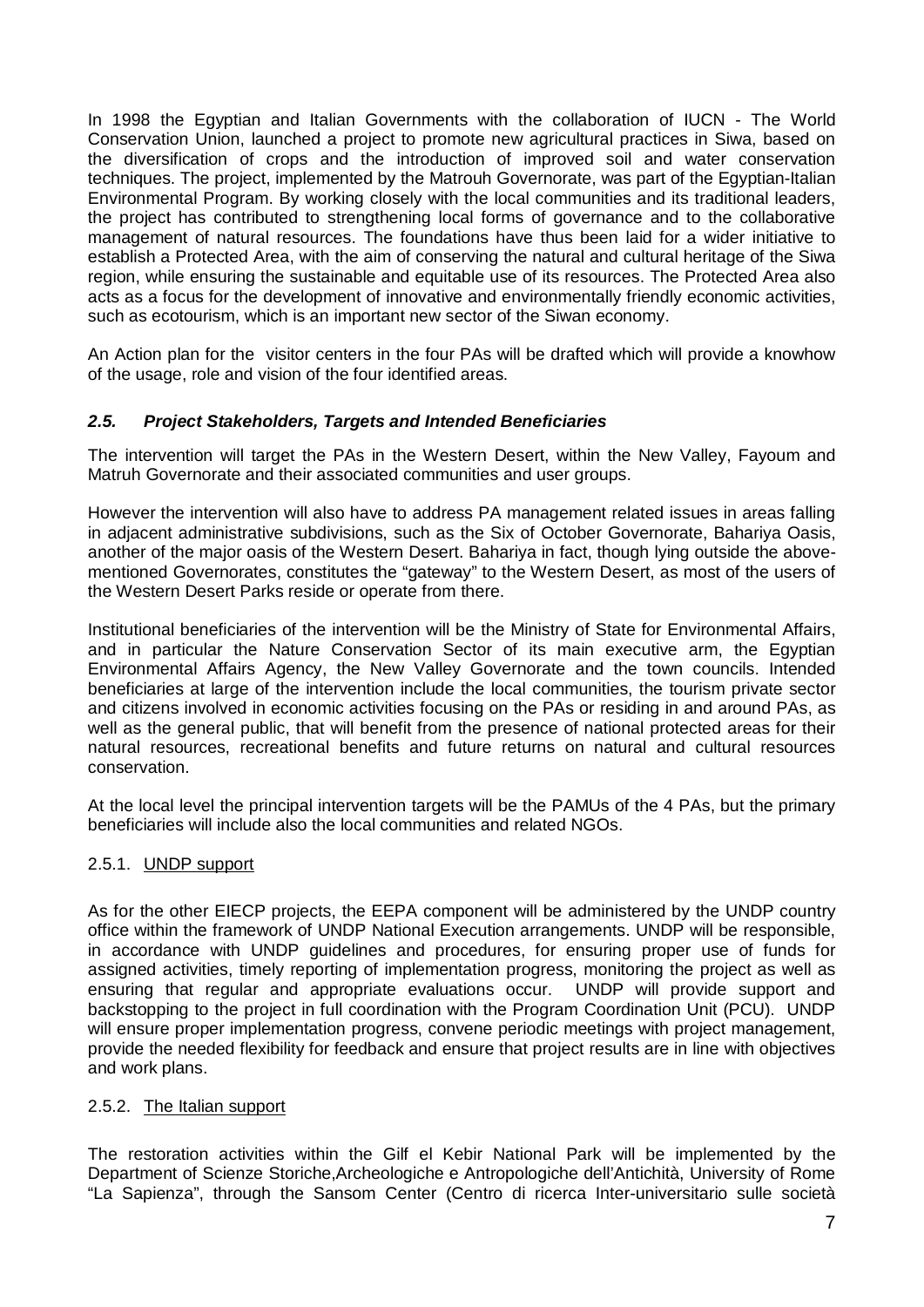In 1998 the Egyptian and Italian Governments with the collaboration of IUCN - The World Conservation Union, launched a project to promote new agricultural practices in Siwa, based on the diversification of crops and the introduction of improved soil and water conservation techniques. The project, implemented by the Matrouh Governorate, was part of the Egyptian-Italian Environmental Program. By working closely with the local communities and its traditional leaders, the project has contributed to strengthening local forms of governance and to the collaborative management of natural resources. The foundations have thus been laid for a wider initiative to establish a Protected Area, with the aim of conserving the natural and cultural heritage of the Siwa region, while ensuring the sustainable and equitable use of its resources. The Protected Area also acts as a focus for the development of innovative and environmentally friendly economic activities, such as ecotourism, which is an important new sector of the Siwan economy.

An Action plan for the visitor centers in the four PAs will be drafted which will provide a knowhow of the usage, role and vision of the four identified areas.

### *2.5. Project Stakeholders, Targets and Intended Beneficiaries*

The intervention will target the PAs in the Western Desert, within the New Valley, Fayoum and Matruh Governorate and their associated communities and user groups.

However the intervention will also have to address PA management related issues in areas falling in adjacent administrative subdivisions, such as the Six of October Governorate, Bahariya Oasis, another of the major oasis of the Western Desert. Bahariya in fact, though lying outside the above-mentioned Governorates, constitutes the "gateway" to the Western Desert, as most of the users of the Western Desert Parks reside or operate from there.

Institutional beneficiaries of the intervention will be the Ministry of State for Environmental Affairs, and in particular the Nature Conservation Sector of its main executive arm, the Egyptian Environmental Affairs Agency, the New Valley Governorate and the town councils. Intended beneficiaries at large of the intervention include the local communities, the tourism private sector and citizens involved in economic activities focusing on the PAs or residing in and around PAs, as well as the general public, that will benefit from the presence of national protected areas for their natural resources, recreational benefits and future returns on natural and cultural resources conservation.

At the local level the principal intervention targets will be the PAMUs of the 4 PAs, but the primary beneficiaries will include also the local communities and related NGOs.

#### 2.5.1. UNDP support

As for the other EIECP projects, the EEPA component will be administered by the UNDP country office within the framework of UNDP National Execution arrangements. UNDP will be responsible, in accordance with UNDP guidelines and procedures, for ensuring proper use of funds for assigned activities, timely reporting of implementation progress, monitoring the project as well as ensuring that regular and appropriate evaluations occur. UNDP will provide support and backstopping to the project in full coordination with the Program Coordination Unit (PCU). UNDP will ensure proper implementation progress, convene periodic meetings with project management, provide the needed flexibility for feedback and ensure that project results are in line with objectives and work plans.

#### 2.5.2. The Italian support

The restoration activities within the Gilf el Kebir National Park will be implemented by the Department of Scienze Storiche,Archeologiche e Antropologiche dell'Antichità, University of Rome "La Sapienza", through the Sansom Center (Centro di ricerca Inter-universitario sulle società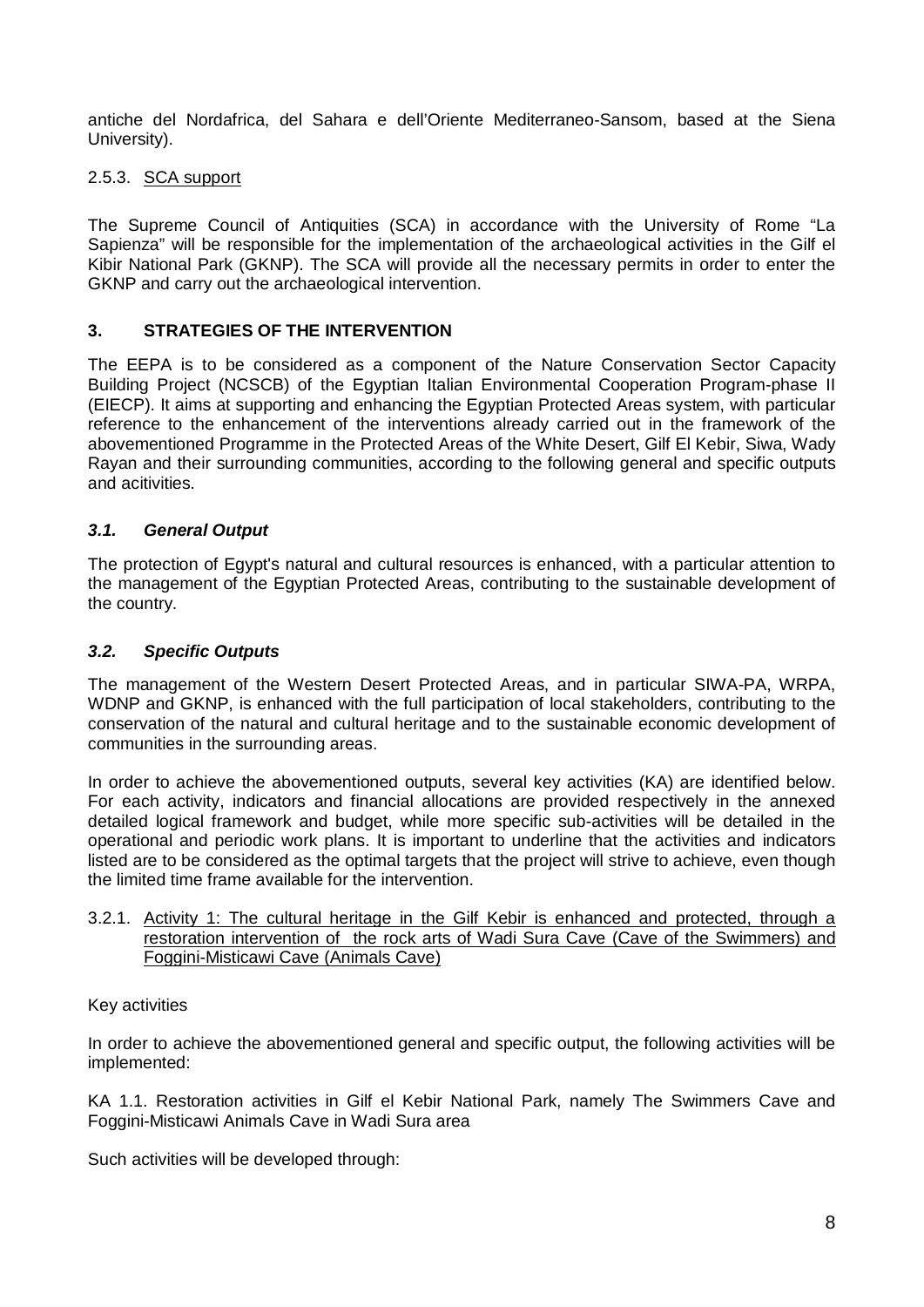antiche del Nordafrica, del Sahara e dell'Oriente Mediterraneo-Sansom, based at the Siena University).

2.5.3. SCA support

The Supreme Council of Antiquities (SCA) in accordance with the University of Rome "La Sapienza" will be responsible for the implementation of the archaeological activities in the Gilf el Kibir National Park (GKNP). The SCA will provide all the necessary permits in order to enter the GKNP and carry out the archaeological intervention.

## 3. STRATEGIES OF THE INTERVENTION

The EEPA is to be considered as a component of the Nature Conservation Sector Capacity Building Project (NCSCB) of the Egyptian Italian Environmental Cooperation Program-phase II (EIECP). It aims at supporting and enhancing the Egyptian Protected Areas system, with particular reference to the enhancement of the interventions already carried out in the framework of the abovementioned Programme in the Protected Areas of the White Desert, Gilf El Kebir, Siwa, Wady Rayan and their surrounding communities, according to the following general and specific outputs and acitivities.

### *3.1. General Output*

The protection of Egypt's natural and cultural resources is enhanced, with a particular attention to the management of the Egyptian Protected Areas, contributing to the sustainable development of the country.

### *3.2. Specific Outputs*

The management of the Western Desert Protected Areas, and in particular SIWA-PA, WRPA, WDNP and GKNP, is enhanced with the full participation of local stakeholders, contributing to the conservation of the natural and cultural heritage and to the sustainable economic development of communities in the surrounding areas.

In order to achieve the abovementioned outputs, several key activities (KA) are identified below. For each activity, indicators and financial allocations are provided respectively in the annexed detailed logical framework and budget, while more specific sub-activities will be detailed in the operational and periodic work plans. It is important to underline that the activities and indicators listed are to be considered as the optimal targets that the project will strive to achieve, even though the limited time frame available for the intervention.

3.2.1. Activity 1: The cultural heritage in the Gilf Kebir is enhanced and protected, through a restoration intervention of the rock arts of Wadi Sura Cave (Cave of the Swimmers) and Foggini-Misticawi Cave (Animals Cave)

Key activities

In order to achieve the abovementioned general and specific output, the following activities will be implemented:

KA 1.1. Restoration activities in Gilf el Kebir National Park, namely The Swimmers Cave and Foggini-Misticawi Animals Cave in Wadi Sura area

Such activities will be developed through: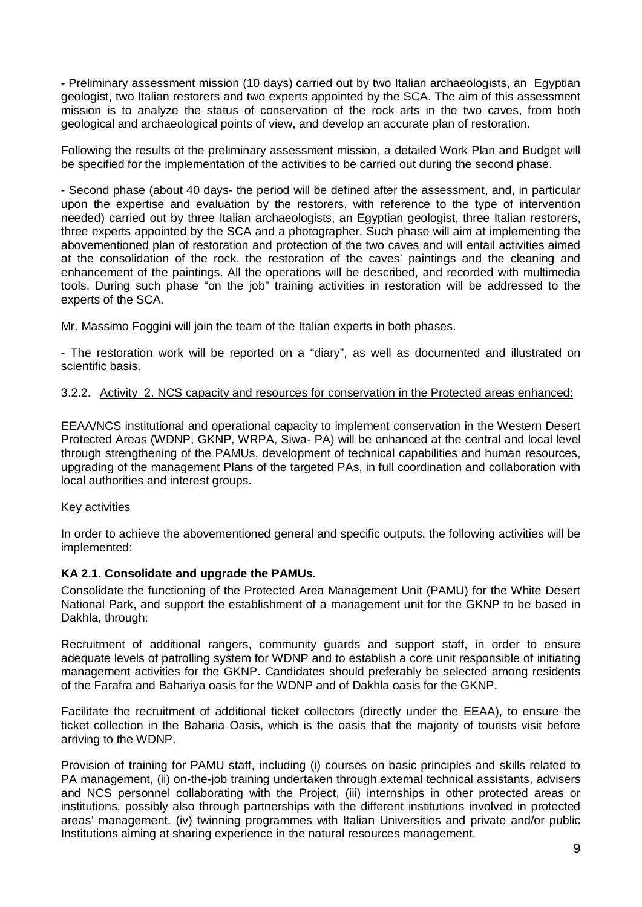- Preliminary assessment mission (10 days) carried out by two Italian archaeologists, an Egyptian geologist, two Italian restorers and two experts appointed by the SCA. The aim of this assessment mission is to analyze the status of conservation of the rock arts in the two caves, from both geological and archaeological points of view, and develop an accurate plan of restoration.

Following the results of the preliminary assessment mission, a detailed Work Plan and Budget will be specified for the implementation of the activities to be carried out during the second phase.

- Second phase (about 40 days- the period will be defined after the assessment, and, in particular upon the expertise and evaluation by the restorers, with reference to the type of intervention needed) carried out by three Italian archaeologists, an Egyptian geologist, three Italian restorers, three experts appointed by the SCA and a photographer. Such phase will aim at implementing the abovementioned plan of restoration and protection of the two caves and will entail activities aimed at the consolidation of the rock, the restoration of the caves' paintings and the cleaning and enhancement of the paintings. All the operations will be described, and recorded with multimedia tools. During such phase "on the job" training activities in restoration will be addressed to the experts of the SCA.

Mr. Massimo Foggini will join the team of the Italian experts in both phases.

- The restoration work will be reported on a "diary", as well as documented and illustrated on scientific basis.

3.2.2. Activity 2. NCS capacity and resources for conservation in the Protected areas enhanced:

EEAA/NCS institutional and operational capacity to implement conservation in the Western Desert Protected Areas (WDNP, GKNP, WRPA, Siwa- PA) will be enhanced at the central and local level through strengthening of the PAMUs, development of technical capabilities and human resources, upgrading of the management Plans of the targeted PAs, in full coordination and collaboration with local authorities and interest groups.

Key activities

In order to achieve the abovementioned general and specific outputs, the following activities will be implemented:

**KA 2.1. Consolidate and upgrade the PAMUs.**

Consolidate the functioning of the Protected Area Management Unit (PAMU) for the White Desert National Park, and support the establishment of a management unit for the GKNP to be based in Dakhla, through:

Recruitment of additional rangers, community guards and support staff, in order to ensure adequate levels of patrolling system for WDNP and to establish a core unit responsible of initiating management activities for the GKNP. Candidates should preferably be selected among residents of the Farafra and Bahariya oasis for the WDNP and of Dakhla oasis for the GKNP.

Facilitate the recruitment of additional ticket collectors (directly under the EEAA), to ensure the ticket collection in the Baharia Oasis, which is the oasis that the majority of tourists visit before arriving to the WDNP.

Provision of training for PAMU staff, including (i) courses on basic principles and skills related to PA management, (ii) on-the-job training undertaken through external technical assistants, advisers and NCS personnel collaborating with the Project, (iii) internships in other protected areas or institutions, possibly also through partnerships with the different institutions involved in protected areas' management. (iv) twinning programmes with Italian Universities and private and/or public Institutions aiming at sharing experience in the natural resources management.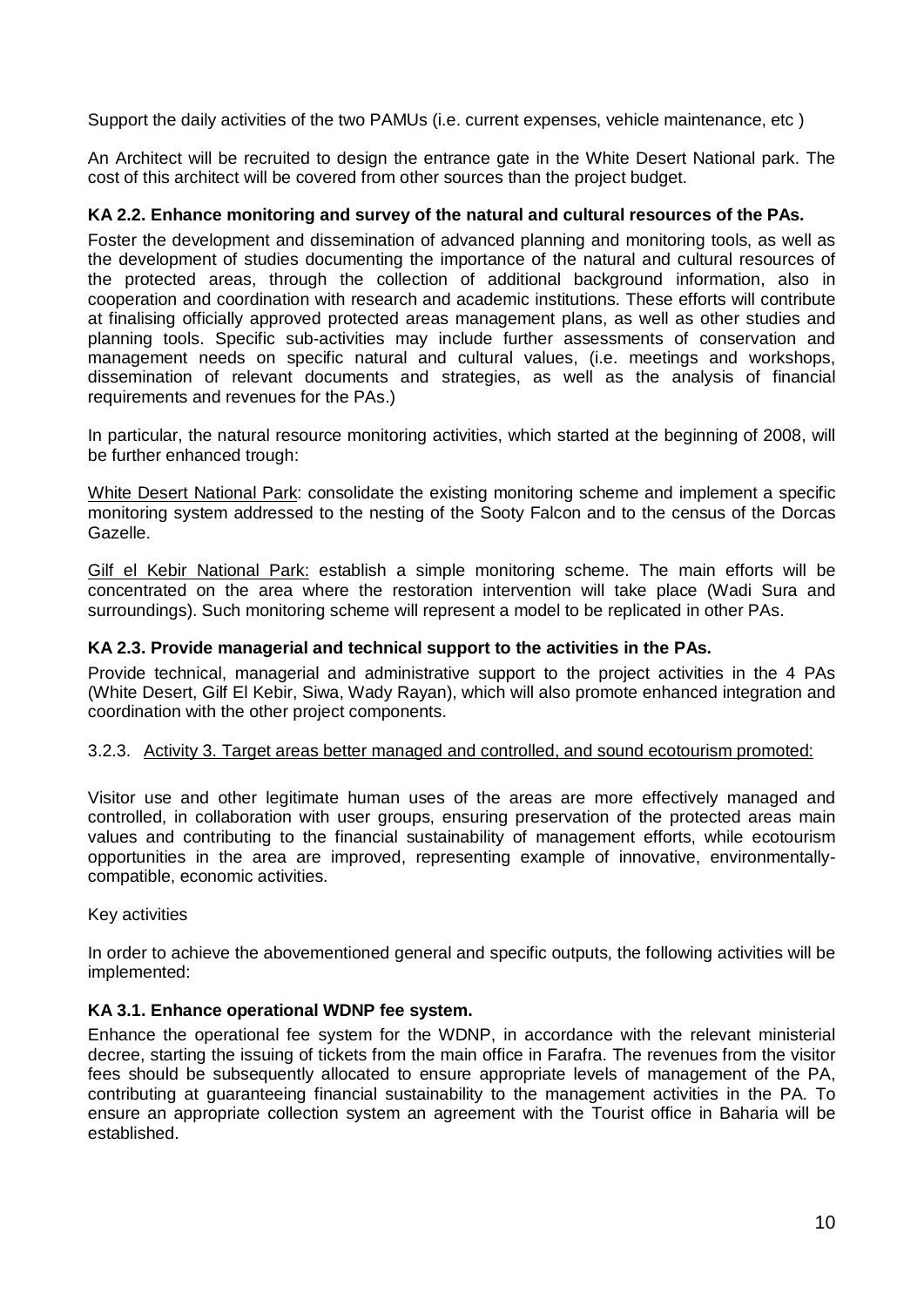Support the daily activities of the two PAMUs (i.e. current expenses, vehicle maintenance, etc )

An Architect will be recruited to design the entrance gate in the White Desert National park. The cost of this architect will be covered from other sources than the project budget.

**KA 2.2. Enhance monitoring and survey of the natural and cultural resources of the PAs.**

Foster the development and dissemination of advanced planning and monitoring tools, as well as the development of studies documenting the importance of the natural and cultural resources of the protected areas, through the collection of additional background information, also in cooperation and coordination with research and academic institutions. These efforts will contribute at finalising officially approved protected areas management plans, as well as other studies and planning tools. Specific sub-activities may include further assessments of conservation and management needs on specific natural and cultural values, (i.e. meetings and workshops, dissemination of relevant documents and strategies, as well as the analysis of financial requirements and revenues for the PAs.)

In particular, the natural resource monitoring activities, which started at the beginning of 2008, will be further enhanced trough:

White Desert National Park: consolidate the existing monitoring scheme and implement a specific monitoring system addressed to the nesting of the Sooty Falcon and to the census of the Dorcas Gazelle.

Gilf el Kebir National Park: establish a simple monitoring scheme. The main efforts will be concentrated on the area where the restoration intervention will take place (Wadi Sura and surroundings). Such monitoring scheme will represent a model to be replicated in other PAs.

**KA 2.3. Provide managerial and technical support to the activities in the PAs.**

Provide technical, managerial and administrative support to the project activities in the 4 PAs (White Desert, Gilf El Kebir, Siwa, Wady Rayan), which will also promote enhanced integration and coordination with the other project components.

3.2.3. Activity 3. Target areas better managed and controlled, and sound ecotourism promoted:

Visitor use and other legitimate human uses of the areas are more effectively managed and controlled, in collaboration with user groups, ensuring preservation of the protected areas main values and contributing to the financial sustainability of management efforts, while ecotourism opportunities in the area are improved, representing example of innovative, environmentally-compatible, economic activities.

Key activities

In order to achieve the abovementioned general and specific outputs, the following activities will be implemented:

**KA 3.1. Enhance operational WDNP fee system.**

Enhance the operational fee system for the WDNP, in accordance with the relevant ministerial decree, starting the issuing of tickets from the main office in Farafra. The revenues from the visitor fees should be subsequently allocated to ensure appropriate levels of management of the PA, contributing at guaranteeing financial sustainability to the management activities in the PA. To ensure an appropriate collection system an agreement with the Tourist office in Baharia will be established.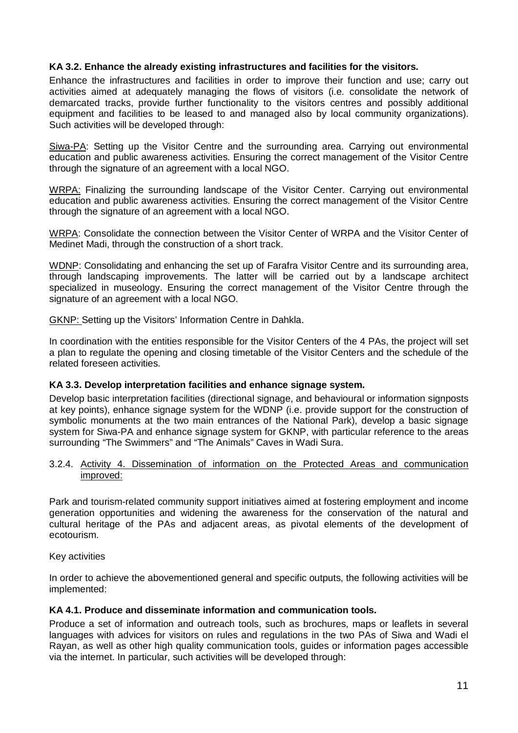**KA 3.2. Enhance the already existing infrastructures and facilities for the visitors.**

Enhance the infrastructures and facilities in order to improve their function and use; carry out activities aimed at adequately managing the flows of visitors (i.e. consolidate the network of demarcated tracks, provide further functionality to the visitors centres and possibly additional equipment and facilities to be leased to and managed also by local community organizations). Such activities will be developed through:

<u>Siwa-PA</u>: Setting up the Visitor Centre and the surrounding area. Carrying out environmental education and public awareness activities. Ensuring the correct management of the Visitor Centre through the signature of an agreement with a local NGO.

<u>WRPA:</u> Finalizing the surrounding landscape of the Visitor Center. Carrying out environmental education and public awareness activities. Ensuring the correct management of the Visitor Centre through the signature of an agreement with a local NGO.

<u>WRPA</u>: Consolidate the connection between the Visitor Center of WRPA and the Visitor Center of Medinet Madi, through the construction of a short track.

<u>WDNP</u>: Consolidating and enhancing the set up of Farafra Visitor Centre and its surrounding area, through landscaping improvements. The latter will be carried out by a landscape architect specialized in museology. Ensuring the correct management of the Visitor Centre through the signature of an agreement with a local NGO.

<u>GKNP:</u> Setting up the Visitors' Information Centre in Dahkla.

In coordination with the entities responsible for the Visitor Centers of the 4 PAs, the project will set a plan to regulate the opening and closing timetable of the Visitor Centers and the schedule of the related foreseen activities.

**KA 3.3. Develop interpretation facilities and enhance signage system.**

Develop basic interpretation facilities (directional signage, and behavioural or information signposts at key points), enhance signage system for the WDNP (i.e. provide support for the construction of symbolic monuments at the two main entrances of the National Park), develop a basic signage system for Siwa-PA and enhance signage system for GKNP, with particular reference to the areas surrounding "The Swimmers" and "The Animals" Caves in Wadi Sura.

3.2.4. <u>Activity 4. Dissemination of information on the Protected Areas and communication improved:</u>

Park and tourism-related community support initiatives aimed at fostering employment and income generation opportunities and widening the awareness for the conservation of the natural and cultural heritage of the PAs and adjacent areas, as pivotal elements of the development of ecotourism.

Key activities

In order to achieve the abovementioned general and specific outputs, the following activities will be implemented:

**KA 4.1. Produce and disseminate information and communication tools.**

Produce a set of information and outreach tools, such as brochures, maps or leaflets in several languages with advices for visitors on rules and regulations in the two PAs of Siwa and Wadi el Rayan, as well as other high quality communication tools, guides or information pages accessible via the internet. In particular, such activities will be developed through: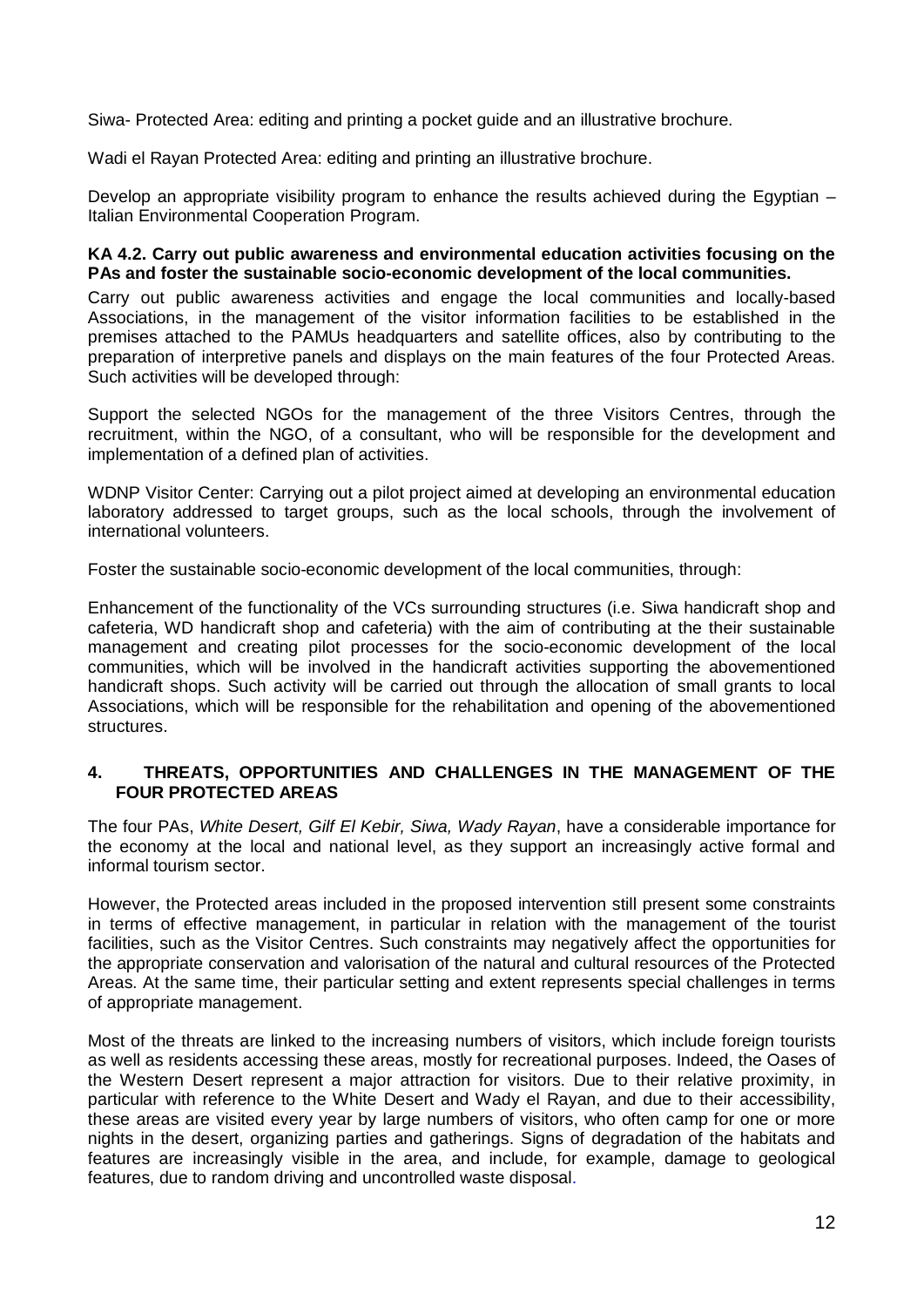Siwa- Protected Area: editing and printing a pocket guide and an illustrative brochure.

Wadi el Rayan Protected Area: editing and printing an illustrative brochure.

Develop an appropriate visibility program to enhance the results achieved during the Egyptian – Italian Environmental Cooperation Program.

**KA 4.2. Carry out public awareness and environmental education activities focusing on the PAs and foster the sustainable socio-economic development of the local communities.**

Carry out public awareness activities and engage the local communities and locally-based Associations, in the management of the visitor information facilities to be established in the premises attached to the PAMUs headquarters and satellite offices, also by contributing to the preparation of interpretive panels and displays on the main features of the four Protected Areas. Such activities will be developed through:

Support the selected NGOs for the management of the three Visitors Centres, through the recruitment, within the NGO, of a consultant, who will be responsible for the development and implementation of a defined plan of activities.

WDNP Visitor Center: Carrying out a pilot project aimed at developing an environmental education laboratory addressed to target groups, such as the local schools, through the involvement of international volunteers.

Foster the sustainable socio-economic development of the local communities, through:

Enhancement of the functionality of the VCs surrounding structures (i.e. Siwa handicraft shop and cafeteria, WD handicraft shop and cafeteria) with the aim of contributing at the their sustainable management and creating pilot processes for the socio-economic development of the local communities, which will be involved in the handicraft activities supporting the abovementioned handicraft shops. Such activity will be carried out through the allocation of small grants to local Associations, which will be responsible for the rehabilitation and opening of the abovementioned structures.

## 4. THREATS, OPPORTUNITIES AND CHALLENGES IN THE MANAGEMENT OF THE FOUR PROTECTED AREAS

The four PAs, *White Desert, Gilf El Kebir, Siwa, Wady Rayan*, have a considerable importance for the economy at the local and national level, as they support an increasingly active formal and informal tourism sector.

However, the Protected areas included in the proposed intervention still present some constraints in terms of effective management, in particular in relation with the management of the tourist facilities, such as the Visitor Centres. Such constraints may negatively affect the opportunities for the appropriate conservation and valorisation of the natural and cultural resources of the Protected Areas. At the same time, their particular setting and extent represents special challenges in terms of appropriate management.

Most of the threats are linked to the increasing numbers of visitors, which include foreign tourists as well as residents accessing these areas, mostly for recreational purposes. Indeed, the Oases of the Western Desert represent a major attraction for visitors. Due to their relative proximity, in particular with reference to the White Desert and Wady el Rayan, and due to their accessibility, these areas are visited every year by large numbers of visitors, who often camp for one or more nights in the desert, organizing parties and gatherings. Signs of degradation of the habitats and features are increasingly visible in the area, and include, for example, damage to geological features, due to random driving and uncontrolled waste disposal.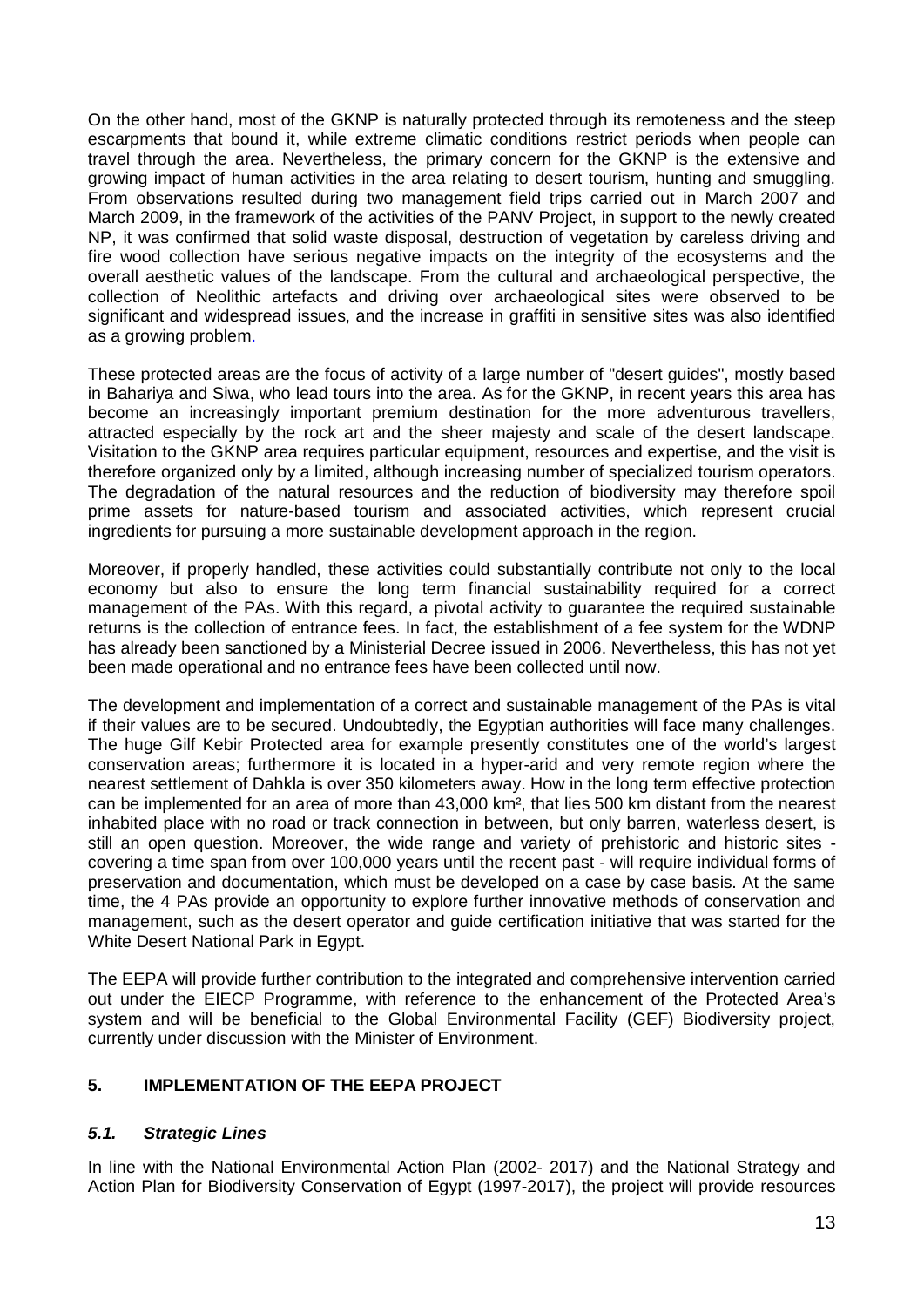On the other hand, most of the GKNP is naturally protected through its remoteness and the steep escarpments that bound it, while extreme climatic conditions restrict periods when people can travel through the area. Nevertheless, the primary concern for the GKNP is the extensive and growing impact of human activities in the area relating to desert tourism, hunting and smuggling. From observations resulted during two management field trips carried out in March 2007 and March 2009, in the framework of the activities of the PANV Project, in support to the newly created NP, it was confirmed that solid waste disposal, destruction of vegetation by careless driving and fire wood collection have serious negative impacts on the integrity of the ecosystems and the overall aesthetic values of the landscape. From the cultural and archaeological perspective, the collection of Neolithic artefacts and driving over archaeological sites were observed to be significant and widespread issues, and the increase in graffiti in sensitive sites was also identified as a growing problem.

These protected areas are the focus of activity of a large number of "desert guides", mostly based in Bahariya and Siwa, who lead tours into the area. As for the GKNP, in recent years this area has become an increasingly important premium destination for the more adventurous travellers, attracted especially by the rock art and the sheer majesty and scale of the desert landscape. Visitation to the GKNP area requires particular equipment, resources and expertise, and the visit is therefore organized only by a limited, although increasing number of specialized tourism operators. The degradation of the natural resources and the reduction of biodiversity may therefore spoil prime assets for nature-based tourism and associated activities, which represent crucial ingredients for pursuing a more sustainable development approach in the region.

Moreover, if properly handled, these activities could substantially contribute not only to the local economy but also to ensure the long term financial sustainability required for a correct management of the PAs. With this regard, a pivotal activity to guarantee the required sustainable returns is the collection of entrance fees. In fact, the establishment of a fee system for the WDNP has already been sanctioned by a Ministerial Decree issued in 2006. Nevertheless, this has not yet been made operational and no entrance fees have been collected until now.

The development and implementation of a correct and sustainable management of the PAs is vital if their values are to be secured. Undoubtedly, the Egyptian authorities will face many challenges. The huge Gilf Kebir Protected area for example presently constitutes one of the world's largest conservation areas; furthermore it is located in a hyper-arid and very remote region where the nearest settlement of Dahkla is over 350 kilometers away. How in the long term effective protection can be implemented for an area of more than 43,000 km², that lies 500 km distant from the nearest inhabited place with no road or track connection in between, but only barren, waterless desert, is still an open question. Moreover, the wide range and variety of prehistoric and historic sites - covering a time span from over 100,000 years until the recent past - will require individual forms of preservation and documentation, which must be developed on a case by case basis. At the same time, the 4 PAs provide an opportunity to explore further innovative methods of conservation and management, such as the desert operator and guide certification initiative that was started for the White Desert National Park in Egypt.

The EEPA will provide further contribution to the integrated and comprehensive intervention carried out under the EIECP Programme, with reference to the enhancement of the Protected Area's system and will be beneficial to the Global Environmental Facility (GEF) Biodiversity project, currently under discussion with the Minister of Environment.

## 5. IMPLEMENTATION OF THE EEPA PROJECT

### *5.1. Strategic Lines*

In line with the National Environmental Action Plan (2002- 2017) and the National Strategy and Action Plan for Biodiversity Conservation of Egypt (1997-2017), the project will provide resources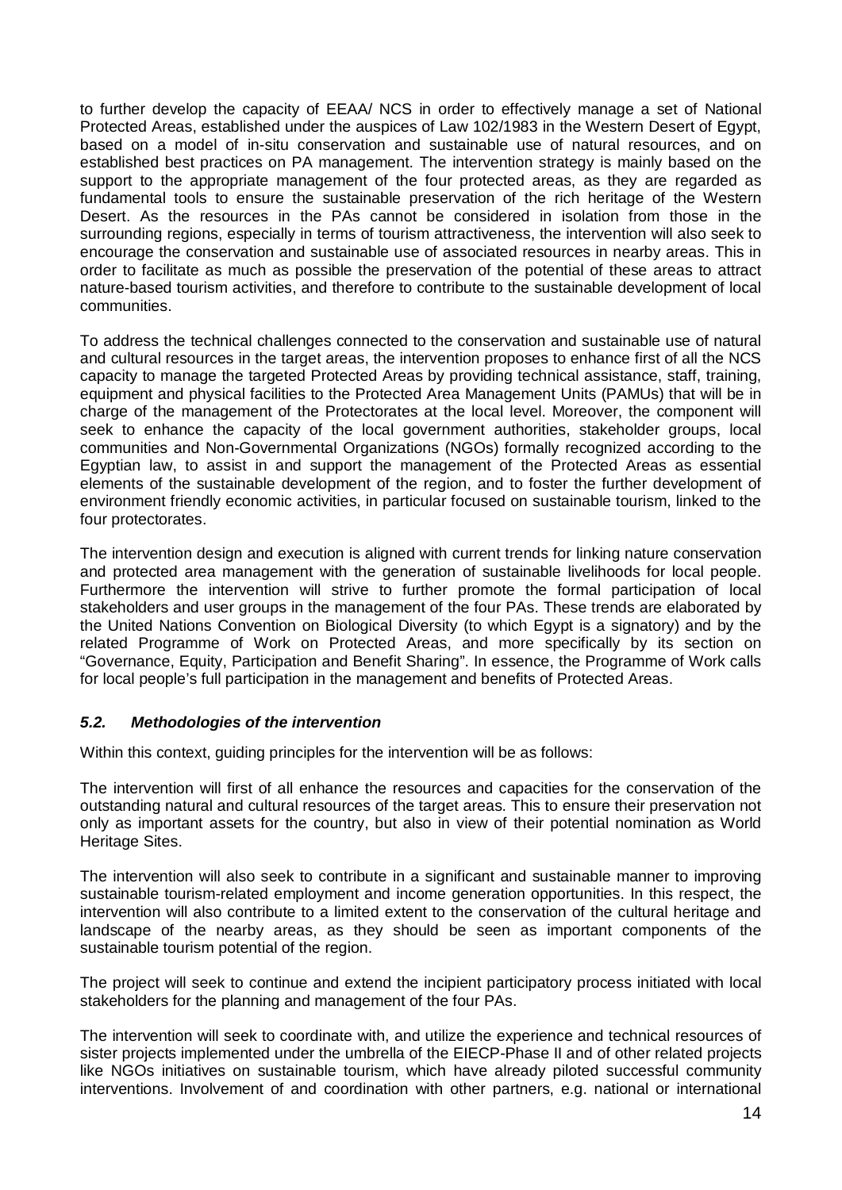to further develop the capacity of EEAA/ NCS in order to effectively manage a set of National Protected Areas, established under the auspices of Law 102/1983 in the Western Desert of Egypt, based on a model of in-situ conservation and sustainable use of natural resources, and on established best practices on PA management. The intervention strategy is mainly based on the support to the appropriate management of the four protected areas, as they are regarded as fundamental tools to ensure the sustainable preservation of the rich heritage of the Western Desert. As the resources in the PAs cannot be considered in isolation from those in the surrounding regions, especially in terms of tourism attractiveness, the intervention will also seek to encourage the conservation and sustainable use of associated resources in nearby areas. This in order to facilitate as much as possible the preservation of the potential of these areas to attract nature-based tourism activities, and therefore to contribute to the sustainable development of local communities.

To address the technical challenges connected to the conservation and sustainable use of natural and cultural resources in the target areas, the intervention proposes to enhance first of all the NCS capacity to manage the targeted Protected Areas by providing technical assistance, staff, training, equipment and physical facilities to the Protected Area Management Units (PAMUs) that will be in charge of the management of the Protectorates at the local level. Moreover, the component will seek to enhance the capacity of the local government authorities, stakeholder groups, local communities and Non-Governmental Organizations (NGOs) formally recognized according to the Egyptian law, to assist in and support the management of the Protected Areas as essential elements of the sustainable development of the region, and to foster the further development of environment friendly economic activities, in particular focused on sustainable tourism, linked to the four protectorates.

The intervention design and execution is aligned with current trends for linking nature conservation and protected area management with the generation of sustainable livelihoods for local people. Furthermore the intervention will strive to further promote the formal participation of local stakeholders and user groups in the management of the four PAs. These trends are elaborated by the United Nations Convention on Biological Diversity (to which Egypt is a signatory) and by the related Programme of Work on Protected Areas, and more specifically by its section on "Governance, Equity, Participation and Benefit Sharing". In essence, the Programme of Work calls for local people's full participation in the management and benefits of Protected Areas.

### *5.2. Methodologies of the intervention*

Within this context, guiding principles for the intervention will be as follows:

The intervention will first of all enhance the resources and capacities for the conservation of the outstanding natural and cultural resources of the target areas. This to ensure their preservation not only as important assets for the country, but also in view of their potential nomination as World Heritage Sites.

The intervention will also seek to contribute in a significant and sustainable manner to improving sustainable tourism-related employment and income generation opportunities. In this respect, the intervention will also contribute to a limited extent to the conservation of the cultural heritage and landscape of the nearby areas, as they should be seen as important components of the sustainable tourism potential of the region.

The project will seek to continue and extend the incipient participatory process initiated with local stakeholders for the planning and management of the four PAs.

The intervention will seek to coordinate with, and utilize the experience and technical resources of sister projects implemented under the umbrella of the EIECP-Phase II and of other related projects like NGOs initiatives on sustainable tourism, which have already piloted successful community interventions. Involvement of and coordination with other partners, e.g. national or international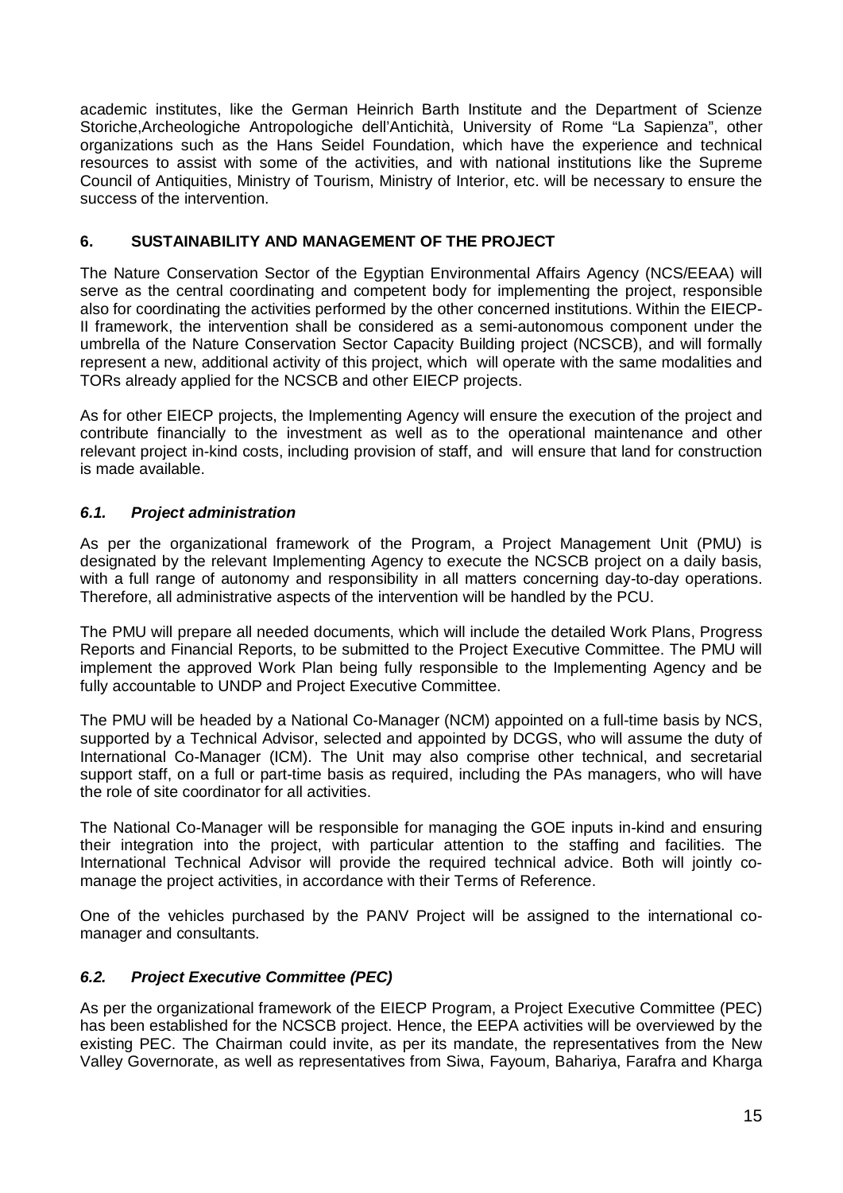academic institutes, like the German Heinrich Barth Institute and the Department of Scienze Storiche,Archeologiche Antropologiche dell'Antichità, University of Rome "La Sapienza", other organizations such as the Hans Seidel Foundation, which have the experience and technical resources to assist with some of the activities, and with national institutions like the Supreme Council of Antiquities, Ministry of Tourism, Ministry of Interior, etc. will be necessary to ensure the success of the intervention.

## 6. SUSTAINABILITY AND MANAGEMENT OF THE PROJECT

The Nature Conservation Sector of the Egyptian Environmental Affairs Agency (NCS/EEAA) will serve as the central coordinating and competent body for implementing the project, responsible also for coordinating the activities performed by the other concerned institutions. Within the EIECP-II framework, the intervention shall be considered as a semi-autonomous component under the umbrella of the Nature Conservation Sector Capacity Building project (NCSCB), and will formally represent a new, additional activity of this project, which will operate with the same modalities and TORs already applied for the NCSCB and other EIECP projects.

As for other EIECP projects, the Implementing Agency will ensure the execution of the project and contribute financially to the investment as well as to the operational maintenance and other relevant project in-kind costs, including provision of staff, and will ensure that land for construction is made available.

### *6.1. Project administration*

As per the organizational framework of the Program, a Project Management Unit (PMU) is designated by the relevant Implementing Agency to execute the NCSCB project on a daily basis, with a full range of autonomy and responsibility in all matters concerning day-to-day operations. Therefore, all administrative aspects of the intervention will be handled by the PCU.

The PMU will prepare all needed documents, which will include the detailed Work Plans, Progress Reports and Financial Reports, to be submitted to the Project Executive Committee. The PMU will implement the approved Work Plan being fully responsible to the Implementing Agency and be fully accountable to UNDP and Project Executive Committee.

The PMU will be headed by a National Co-Manager (NCM) appointed on a full-time basis by NCS, supported by a Technical Advisor, selected and appointed by DCGS, who will assume the duty of International Co-Manager (ICM). The Unit may also comprise other technical, and secretarial support staff, on a full or part-time basis as required, including the PAs managers, who will have the role of site coordinator for all activities.

The National Co-Manager will be responsible for managing the GOE inputs in-kind and ensuring their integration into the project, with particular attention to the staffing and facilities. The International Technical Advisor will provide the required technical advice. Both will jointly co-manage the project activities, in accordance with their Terms of Reference.

One of the vehicles purchased by the PANV Project will be assigned to the international co-manager and consultants.

### *6.2. Project Executive Committee (PEC)*

As per the organizational framework of the EIECP Program, a Project Executive Committee (PEC) has been established for the NCSCB project. Hence, the EEPA activities will be overviewed by the existing PEC. The Chairman could invite, as per its mandate, the representatives from the New Valley Governorate, as well as representatives from Siwa, Fayoum, Bahariya, Farafra and Kharga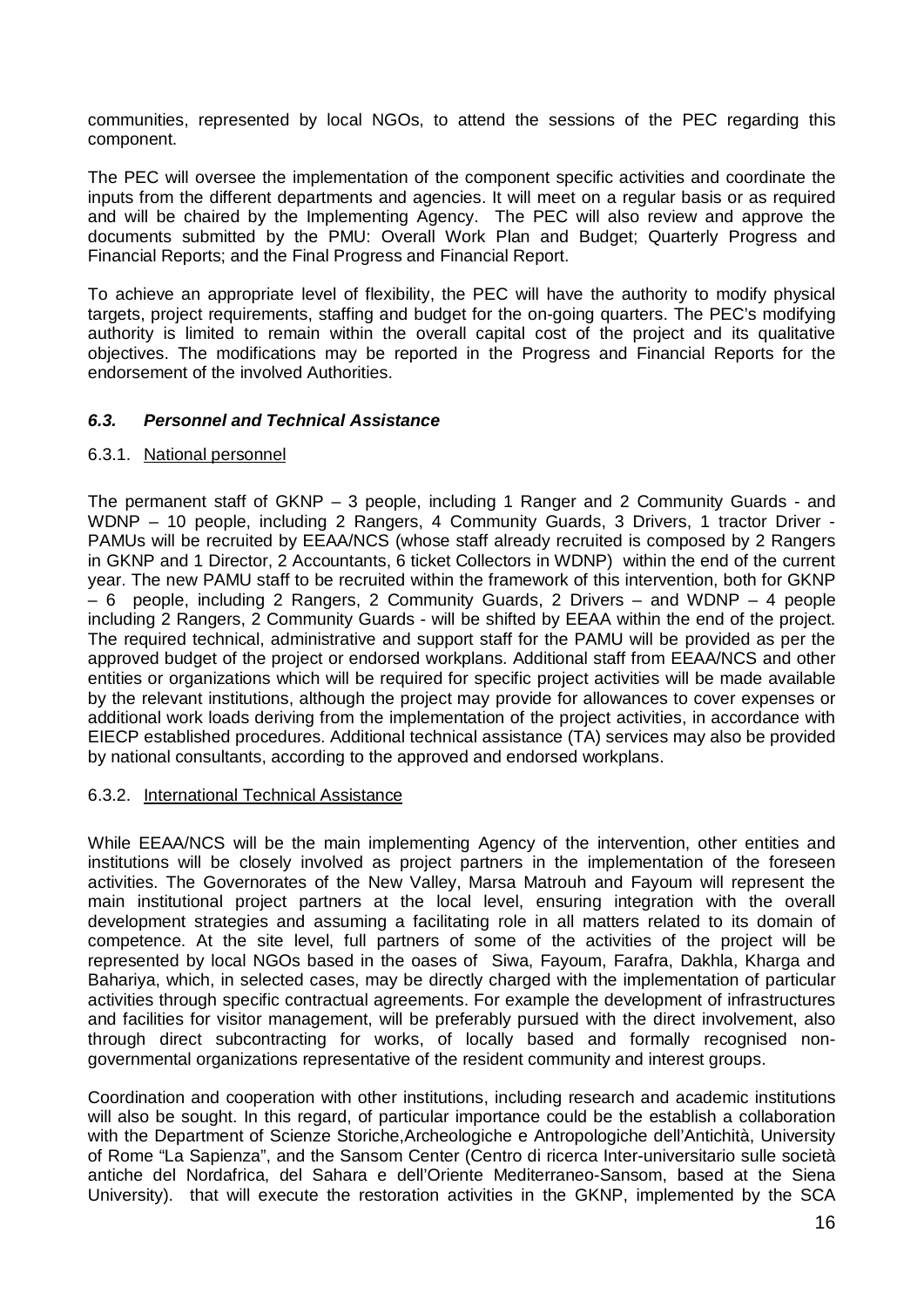communities, represented by local NGOs, to attend the sessions of the PEC regarding this component.

The PEC will oversee the implementation of the component specific activities and coordinate the inputs from the different departments and agencies. It will meet on a regular basis or as required and will be chaired by the Implementing Agency. The PEC will also review and approve the documents submitted by the PMU: Overall Work Plan and Budget; Quarterly Progress and Financial Reports; and the Final Progress and Financial Report.

To achieve an appropriate level of flexibility, the PEC will have the authority to modify physical targets, project requirements, staffing and budget for the on-going quarters. The PEC's modifying authority is limited to remain within the overall capital cost of the project and its qualitative objectives. The modifications may be reported in the Progress and Financial Reports for the endorsement of the involved Authorities.

### *6.3. Personnel and Technical Assistance*

#### 6.3.1. National personnel

The permanent staff of GKNP – 3 people, including 1 Ranger and 2 Community Guards - and WDNP – 10 people, including 2 Rangers, 4 Community Guards, 3 Drivers, 1 tractor Driver - PAMUs will be recruited by EEAA/NCS (whose staff already recruited is composed by 2 Rangers in GKNP and 1 Director, 2 Accountants, 6 ticket Collectors in WDNP) within the end of the current year. The new PAMU staff to be recruited within the framework of this intervention, both for GKNP – 6 people, including 2 Rangers, 2 Community Guards, 2 Drivers – and WDNP – 4 people including 2 Rangers, 2 Community Guards - will be shifted by EEAA within the end of the project. The required technical, administrative and support staff for the PAMU will be provided as per the approved budget of the project or endorsed workplans. Additional staff from EEAA/NCS and other entities or organizations which will be required for specific project activities will be made available by the relevant institutions, although the project may provide for allowances to cover expenses or additional work loads deriving from the implementation of the project activities, in accordance with EIECP established procedures. Additional technical assistance (TA) services may also be provided by national consultants, according to the approved and endorsed workplans.

#### 6.3.2. International Technical Assistance

While EEAA/NCS will be the main implementing Agency of the intervention, other entities and institutions will be closely involved as project partners in the implementation of the foreseen activities. The Governorates of the New Valley, Marsa Matrouh and Fayoum will represent the main institutional project partners at the local level, ensuring integration with the overall development strategies and assuming a facilitating role in all matters related to its domain of competence. At the site level, full partners of some of the activities of the project will be represented by local NGOs based in the oases of Siwa, Fayoum, Farafra, Dakhla, Kharga and Bahariya, which, in selected cases, may be directly charged with the implementation of particular activities through specific contractual agreements. For example the development of infrastructures and facilities for visitor management, will be preferably pursued with the direct involvement, also through direct subcontracting for works, of locally based and formally recognised non-governmental organizations representative of the resident community and interest groups.

Coordination and cooperation with other institutions, including research and academic institutions will also be sought. In this regard, of particular importance could be the establish a collaboration with the Department of Scienze Storiche,Archeologiche e Antropologiche dell'Antichità, University of Rome "La Sapienza", and the Sansom Center (Centro di ricerca Inter-universitario sulle società antiche del Nordafrica, del Sahara e dell'Oriente Mediterraneo-Sansom, based at the Siena University). that will execute the restoration activities in the GKNP, implemented by the SCA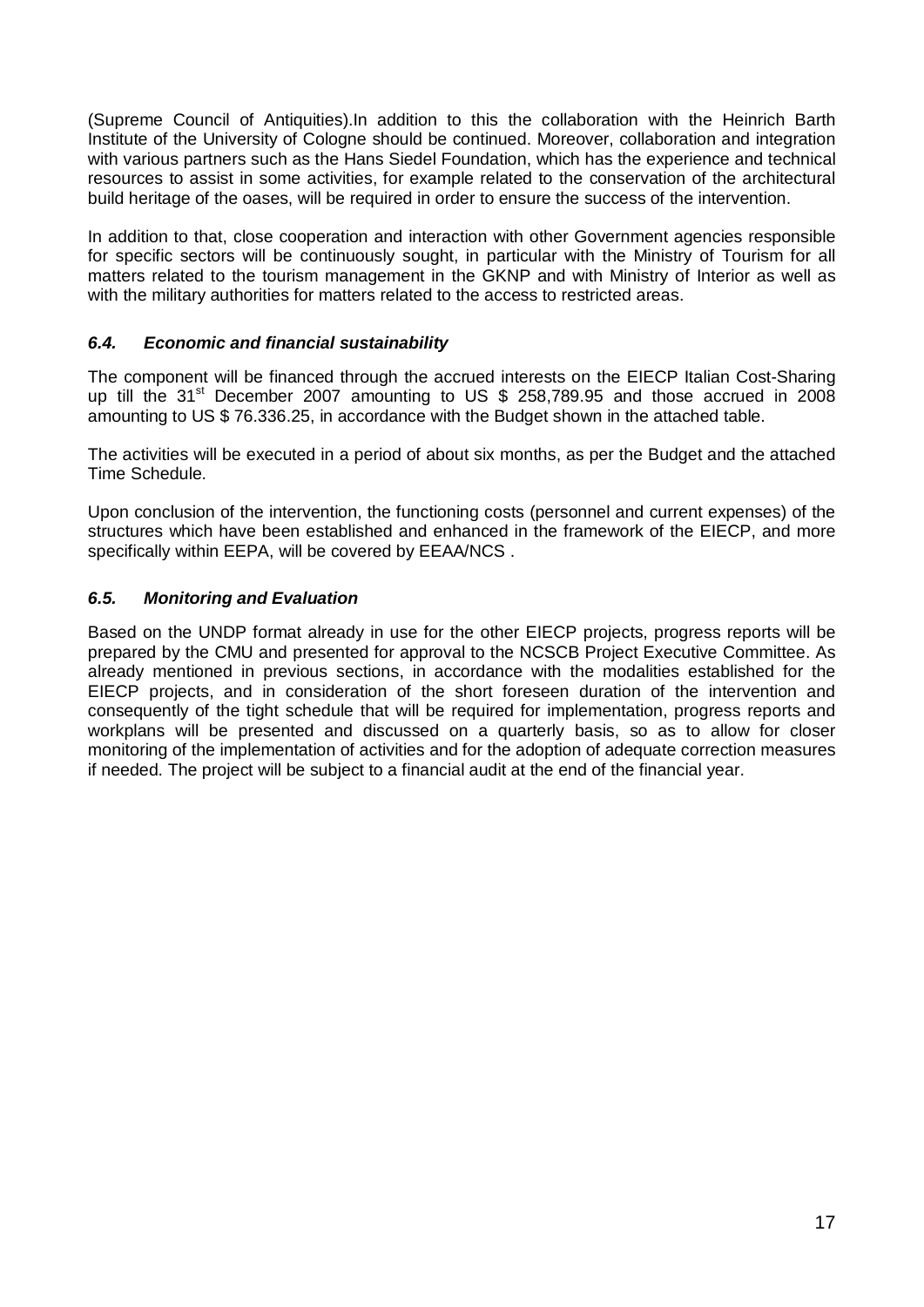(Supreme Council of Antiquities).In addition to this the collaboration with the Heinrich Barth Institute of the University of Cologne should be continued. Moreover, collaboration and integration with various partners such as the Hans Siedel Foundation, which has the experience and technical resources to assist in some activities, for example related to the conservation of the architectural build heritage of the oases, will be required in order to ensure the success of the intervention.

In addition to that, close cooperation and interaction with other Government agencies responsible for specific sectors will be continuously sought, in particular with the Ministry of Tourism for all matters related to the tourism management in the GKNP and with Ministry of Interior as well as with the military authorities for matters related to the access to restricted areas.

### *6.4. Economic and financial sustainability*

The component will be financed through the accrued interests on the EIECP Italian Cost-Sharing up till the 31st December 2007 amounting to US $ 258,789.95 and those accrued in 2008 amounting to US $ 76.336.25, in accordance with the Budget shown in the attached table.

The activities will be executed in a period of about six months, as per the Budget and the attached Time Schedule.

Upon conclusion of the intervention, the functioning costs (personnel and current expenses) of the structures which have been established and enhanced in the framework of the EIECP, and more specifically within EEPA, will be covered by EEAA/NCS .

### *6.5. Monitoring and Evaluation*

Based on the UNDP format already in use for the other EIECP projects, progress reports will be prepared by the CMU and presented for approval to the NCSCB Project Executive Committee. As already mentioned in previous sections, in accordance with the modalities established for the EIECP projects, and in consideration of the short foreseen duration of the intervention and consequently of the tight schedule that will be required for implementation, progress reports and workplans will be presented and discussed on a quarterly basis, so as to allow for closer monitoring of the implementation of activities and for the adoption of adequate correction measures if needed. The project will be subject to a financial audit at the end of the financial year.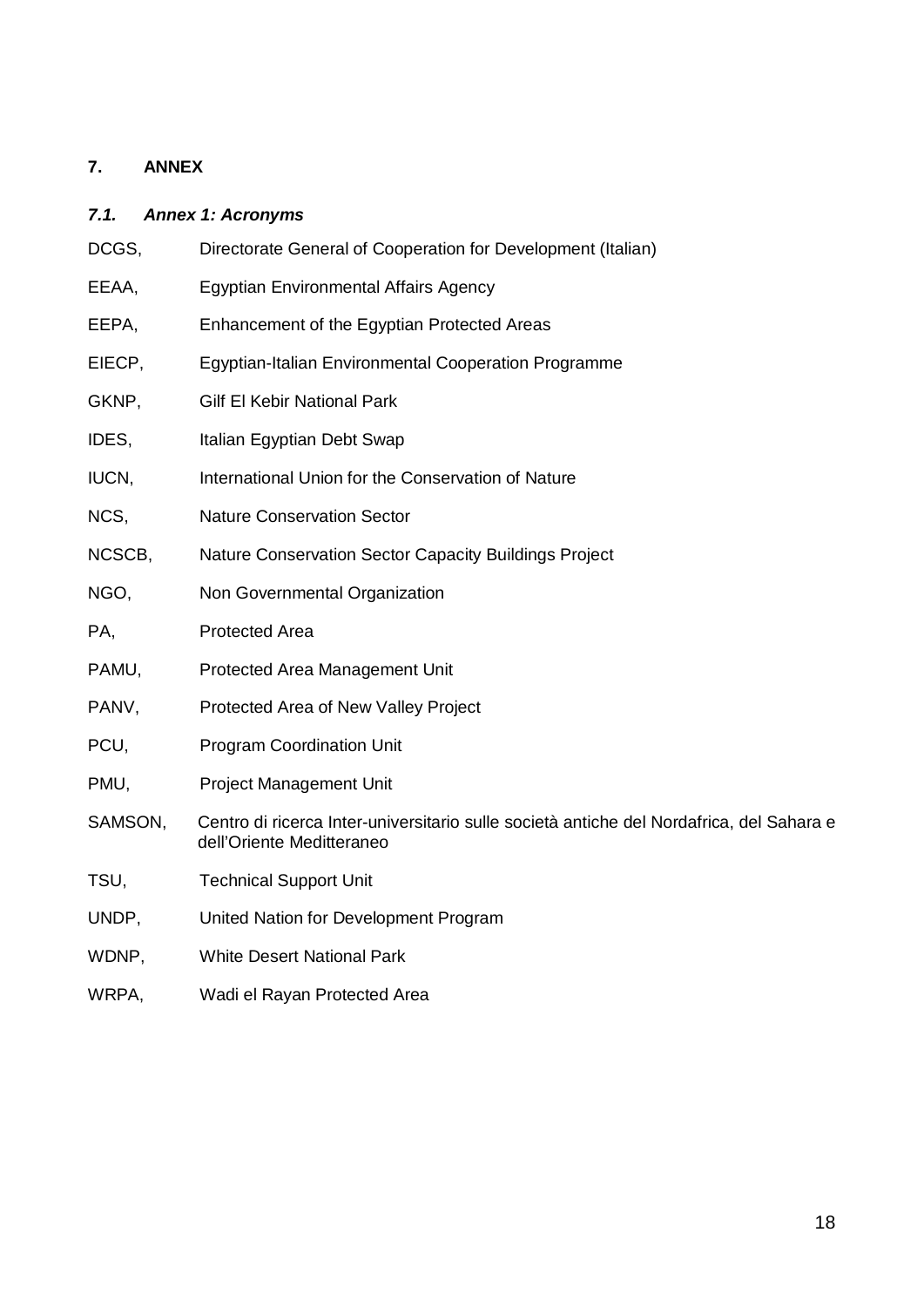## 7. ANNEX

### *7.1. Annex 1: Acronyms*

DCGS, Directorate General of Cooperation for Development (Italian)

EEAA, Egyptian Environmental Affairs Agency

EEPA, Enhancement of the Egyptian Protected Areas

EIECP, Egyptian-Italian Environmental Cooperation Programme

GKNP, Gilf El Kebir National Park

IDES, Italian Egyptian Debt Swap

IUCN, International Union for the Conservation of Nature

NCS, Nature Conservation Sector

NCSCB, Nature Conservation Sector Capacity Buildings Project

NGO, Non Governmental Organization

PA, Protected Area

PAMU, Protected Area Management Unit

PANV, Protected Area of New Valley Project

PCU, Program Coordination Unit

PMU, Project Management Unit

SAMSON, Centro di ricerca Inter-universitario sulle società antiche del Nordafrica, del Sahara e dell'Oriente Meditteraneo

TSU, Technical Support Unit

UNDP, United Nation for Development Program

WDNP, White Desert National Park

WRPA, Wadi el Rayan Protected Area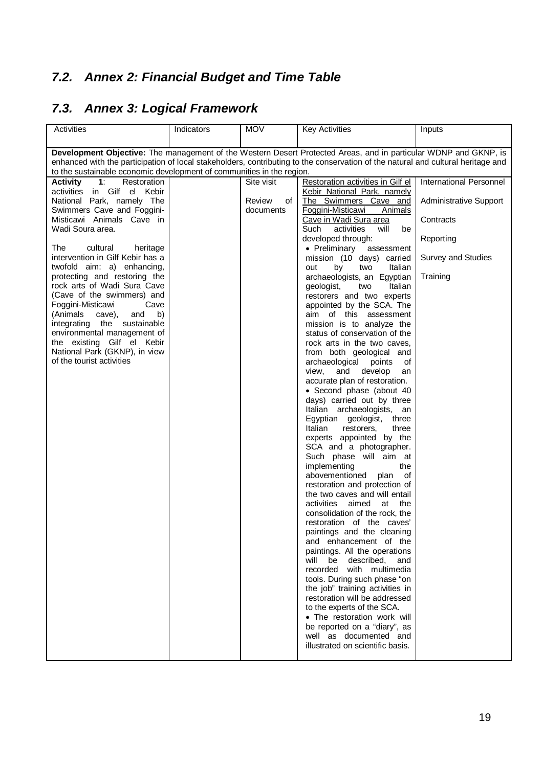## 7.2. *Annex 2: Financial Budget and Time Table*

## 7.3. *Annex 3: Logical Framework*

| Activities | Indicators | MOV | Key Activities | Inputs |
|---|---|---|---|---|
| **Development Objective:** The management of the Western Desert Protected Areas, and in particular WDNP and GKNP, is enhanced with the participation of local stakeholders, contributing to the conservation of the natural and cultural heritage and to the sustainable economic development of communities in the region. | | | | |
| **Activity 1**: Restoration activities in Gilf el Kebir National Park, namely The Swimmers Cave and Foggini-Misticawi Animals Cave in Wadi Soura area.<br><br>The cultural heritage intervention in Gilf Kebir has a twofold aim: a) enhancing, protecting and restoring the rock arts of Wadi Sura Cave (Cave of the swimmers) and Foggini-Misticawi Cave (Animals cave), and b) integrating the sustainable environmental management of the existing Gilf el Kebir National Park (GKNP), in view of the tourist activities | | Site visit<br><br>Review of documents | Restoration activities in Gilf el Kebir National Park, namely The Swimmers Cave and Foggini-Misticawi Animals Cave in Wadi Sura area<br>Such activities will be developed through:<br>• Preliminary assessment mission (10 days) carried out by two Italian archaeologists, an Egyptian geologist, two Italian restorers and two experts appointed by the SCA. The aim of this assessment mission is to analyze the status of conservation of the rock arts in the two caves, from both geological and archaeological points of view, and develop an accurate plan of restoration.<br>• Second phase (about 40 days) carried out by three Italian archaeologists, an Egyptian geologist, three Italian restorers, three experts appointed by the SCA and a photographer. Such phase will aim at implementing the abovementioned plan of restoration and protection of the two caves and will entail activities aimed at the consolidation of the rock, the restoration of the caves' paintings and the cleaning and enhancement of the paintings. All the operations will be described, and recorded with multimedia tools. During such phase "on the job" training activities in restoration will be addressed to the experts of the SCA.<br>• The restoration work will be reported on a "diary", as well as documented and illustrated on scientific basis. | International Personnel<br><br>Administrative Support<br><br>Contracts<br><br>Reporting<br><br>Survey and Studies<br><br>Training |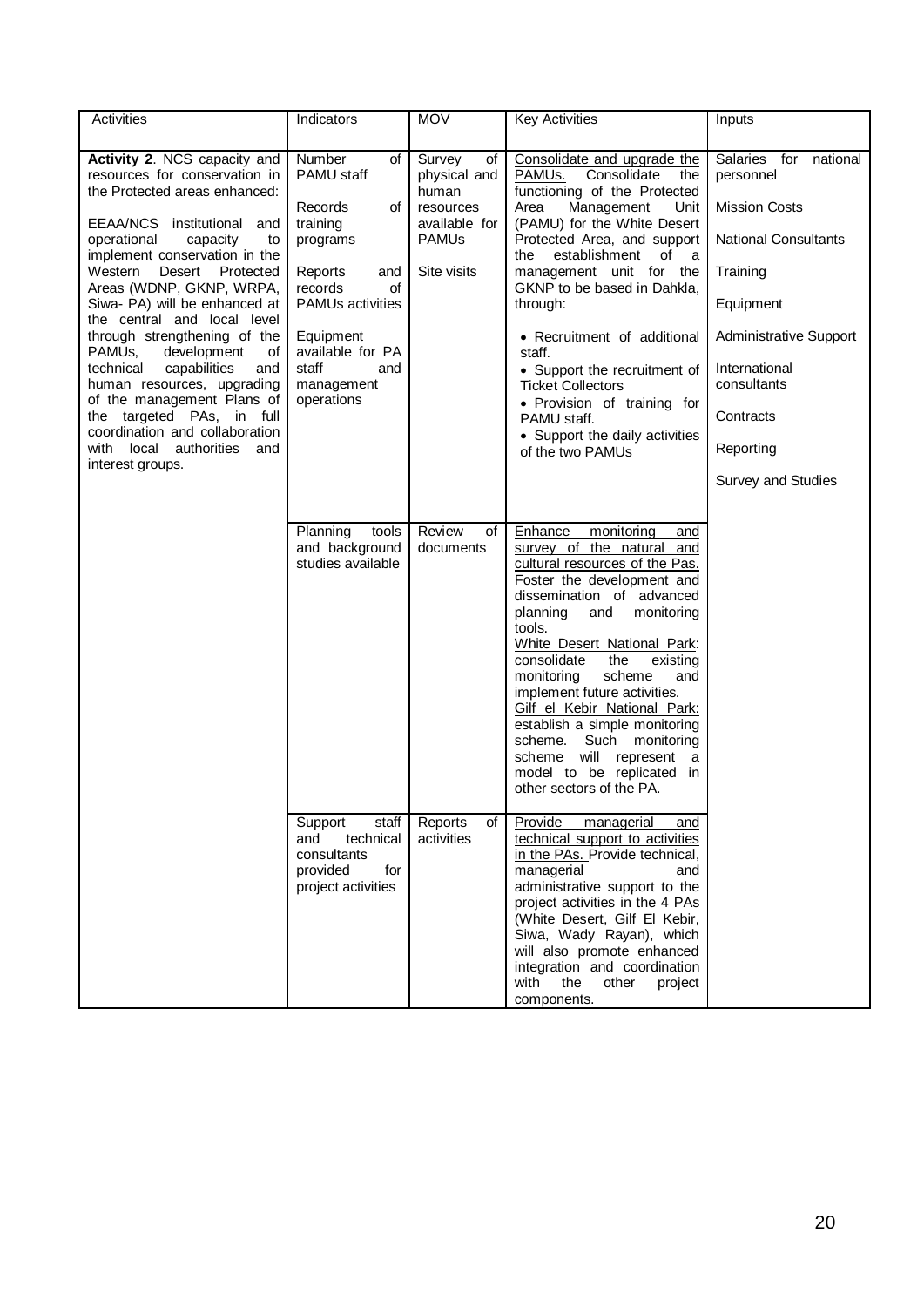| Activities | Indicators | MOV | Key Activities | Inputs |
|---|---|---|---|---|
| **Activity 2**. NCS capacity and resources for conservation in the Protected areas enhanced:<br><br>EEAA/NCS institutional and operational capacity to implement conservation in the Western Desert Protected Areas (WDNP, GKNP, WRPA, Siwa- PA) will be enhanced at the central and local level through strengthening of the PAMUs, development of technical capabilities and human resources, upgrading of the management Plans of the targeted PAs, in full coordination and collaboration with local authorities and interest groups. | Number of PAMU staff<br><br>Records of training programs<br><br>Reports and records of PAMUs activities<br><br>Equipment available for PA staff and management operations | Survey of physical and human resources available for PAMUs<br><br>Site visits | Consolidate and upgrade the PAMUs. Consolidate the functioning of the Protected Area Management Unit (PAMU) for the White Desert Protected Area, and support the establishment of a management unit for the GKNP to be based in Dahkla, through:<br><br>• Recruitment of additional staff.<br>• Support the recruitment of Ticket Collectors<br>• Provision of training for PAMU staff.<br>• Support the daily activities of the two PAMUs | Salaries for national personnel<br><br>Mission Costs<br><br>National Consultants<br><br>Training<br><br>Equipment<br><br>Administrative Support<br><br>International consultants<br><br>Contracts<br><br>Reporting<br><br>Survey and Studies |
| | Planning tools and background studies available | Review of documents | Enhance monitoring and survey of the natural and cultural resources of the Pas. Foster the development and dissemination of advanced planning and monitoring tools.<br>White Desert National Park: consolidate the existing monitoring scheme and implement future activities.<br>Gilf el Kebir National Park: establish a simple monitoring scheme. Such monitoring scheme will represent a model to be replicated in other sectors of the PA. | |
| | Support staff and technical consultants provided for project activities | Reports of activities | Provide managerial and technical support to activities in the PAs. Provide technical, managerial and administrative support to the project activities in the 4 PAs (White Desert, Gilf El Kebir, Siwa, Wady Rayan), which will also promote enhanced integration and coordination with the other project components. | |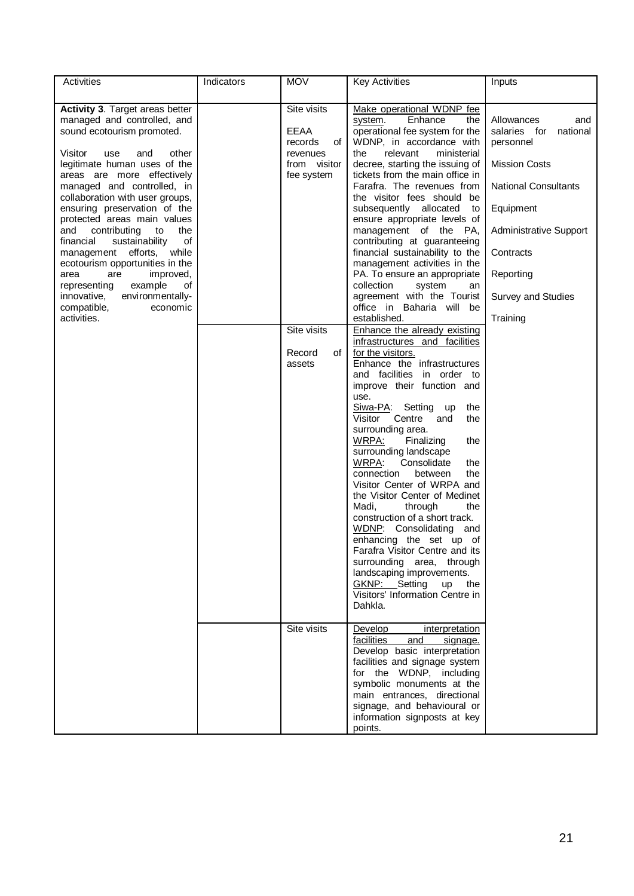| Activities | Indicators | MOV | Key Activities | Inputs |
|---|---|---|---|---|
| **Activity 3**. Target areas better managed and controlled, and sound ecotourism promoted.<br><br>Visitor use and other legitimate human uses of the areas are more effectively managed and controlled, in collaboration with user groups, ensuring preservation of the protected areas main values and contributing to the financial sustainability of management efforts, while ecotourism opportunities in the area are improved, representing example of innovative, environmentally-compatible, economic activities. | | Site visits<br><br>EEAA records of revenues from visitor fee system | <u>Make operational WDNP fee system</u>. Enhance the operational fee system for the WDNP, in accordance with the relevant ministerial decree, starting the issuing of tickets from the main office in Farafra. The revenues from the visitor fees should be subsequently allocated to ensure appropriate levels of management of the PA, contributing at guaranteeing financial sustainability to the management activities in the PA. To ensure an appropriate collection system an agreement with the Tourist office in Baharia will be established. | Allowances and salaries for national personnel<br><br>Mission Costs<br><br>National Consultants<br><br>Equipment<br><br>Administrative Support<br><br>Contracts<br><br>Reporting<br><br>Survey and Studies<br><br>Training |
| | | Site visits<br><br>Record of assets | <u>Enhance the already existing infrastructures and facilities for the visitors.</u><br>Enhance the infrastructures and facilities in order to improve their function and use.<br><u>Siwa-PA</u>: Setting up the Visitor Centre and the surrounding area.<br><u>WRPA:</u> Finalizing the surrounding landscape<br><u>WRPA</u>: Consolidate the connection between the Visitor Center of WRPA and the Visitor Center of Medinet Madi, through the construction of a short track.<br><u>WDNP</u>: Consolidating and enhancing the set up of Farafra Visitor Centre and its surrounding area, through landscaping improvements.<br><u>GKNP:</u> Setting up the Visitors' Information Centre in Dahkla. | |
| | | Site visits | <u>Develop interpretation facilities and signage.</u><br>Develop basic interpretation facilities and signage system for the WDNP, including symbolic monuments at the main entrances, directional signage, and behavioural or information signposts at key points. | |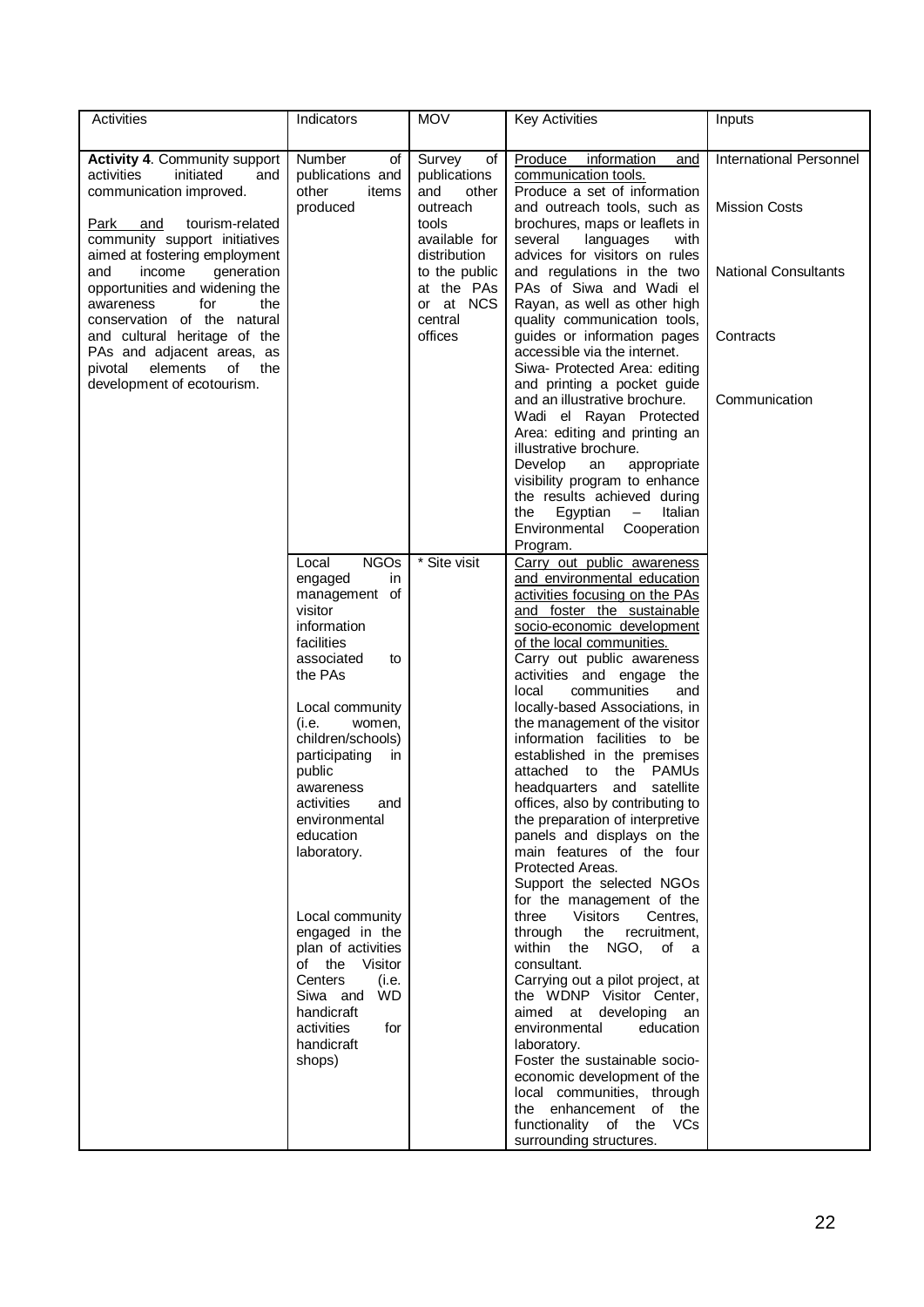| Activities | Indicators | MOV | Key Activities | Inputs |
|---|---|---|---|---|
| **Activity 4**. Community support activities initiated and communication improved.<br><br><u>Park and</u> tourism-related community support initiatives aimed at fostering employment and income generation opportunities and widening the awareness for the conservation of the natural and cultural heritage of the PAs and adjacent areas, as pivotal elements of the development of ecotourism. | Number of publications and other items produced | Survey of publications and other outreach tools available for distribution to the public at the PAs or at NCS central offices | <u>Produce information and communication tools.</u><br>Produce a set of information and outreach tools, such as brochures, maps or leaflets in several languages with advices for visitors on rules and regulations in the two PAs of Siwa and Wadi el Rayan, as well as other high quality communication tools, guides or information pages accessible via the internet.<br>Siwa- Protected Area: editing and printing a pocket guide and an illustrative brochure.<br>Wadi el Rayan Protected Area: editing and printing an illustrative brochure.<br>Develop an appropriate visibility program to enhance the results achieved during the Egyptian – Italian Environmental Cooperation Program. | International Personnel<br><br>Mission Costs<br><br>National Consultants<br><br>Contracts<br><br>Communication |
| | Local NGOs engaged in management of visitor information facilities associated to the PAs<br><br>Local community (i.e. women, children/schools) participating in public awareness activities and environmental education laboratory.<br><br>Local community engaged in the plan of activities of the Visitor Centers (i.e. Siwa and WD handicraft activities for handicraft shops) | * Site visit | <u>Carry out public awareness and environmental education activities focusing on the PAs and foster the sustainable socio-economic development of the local communities.</u><br>Carry out public awareness activities and engage the local communities and locally-based Associations, in the management of the visitor information facilities to be established in the premises attached to the PAMUs headquarters and satellite offices, also by contributing to the preparation of interpretive panels and displays on the main features of the four Protected Areas.<br>Support the selected NGOs for the management of the three Visitors Centres, through the recruitment, within the NGO, of a consultant.<br>Carrying out a pilot project, at the WDNP Visitor Center, aimed at developing an environmental education laboratory.<br>Foster the sustainable socio-economic development of the local communities, through the enhancement of the functionality of the VCs surrounding structures. | |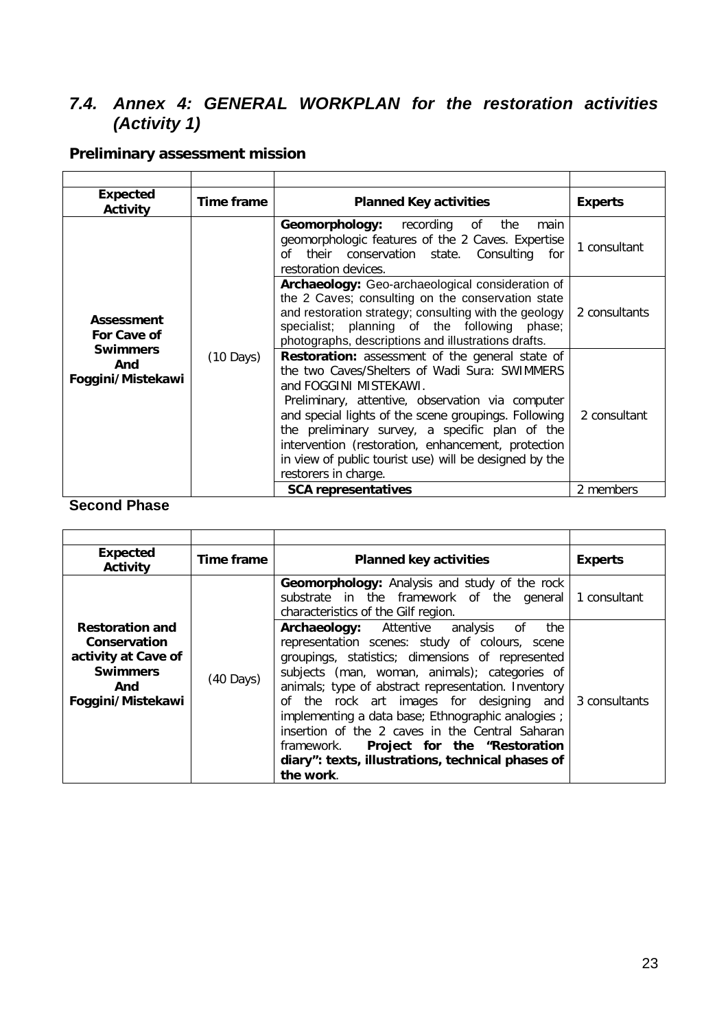## 7.4. *Annex 4: GENERAL WORKPLAN for the restoration activities (Activity 1)*

### Preliminary assessment mission

| Expected Activity | Time frame | Planned Key activities | Experts |
|---|---|---|---|
| **Assessment For Cave of Swimmers And Foggini/Mistekawi** | (10 Days) | **Geomorphology:** recording of the main geomorphologic features of the 2 Caves. Expertise of their conservation state. Consulting for restoration devices. | 1 consultant |
| | | **Archaeology:** Geo-archaeological consideration of the 2 Caves; consulting on the conservation state and restoration strategy; consulting with the geology specialist; planning of the following phase; photographs, descriptions and illustrations drafts. | 2 consultants |
| | | **Restoration:** assessment of the general state of the two Caves/Shelters of Wadi Sura: SWIMMERS and FOGGINI MISTEKAWI. Preliminary, attentive, observation via computer and special lights of the scene groupings. Following the preliminary survey, a specific plan of the intervention (restoration, enhancement, protection in view of public tourist use) will be designed by the restorers in charge. | 2 consultant |
| | | **SCA representatives** | 2 members |

### Second Phase

| Expected Activity | Time frame | Planned key activities | Experts |
|---|---|---|---|
| **Restoration and Conservation activity at Cave of Swimmers And Foggini/Mistekawi** | (40 Days) | **Geomorphology:** Analysis and study of the rock substrate in the framework of the general characteristics of the Gilf region. | 1 consultant |
| | | **Archaeology:** Attentive analysis of the representation scenes: study of colours, scene groupings, statistics; dimensions of represented subjects (man, woman, animals); categories of animals; type of abstract representation. Inventory of the rock art images for designing and implementing a data base; Ethnographic analogies ; insertion of the 2 caves in the Central Saharan framework. **Project for the "Restoration diary": texts, illustrations, technical phases of the work**. | 3 consultants |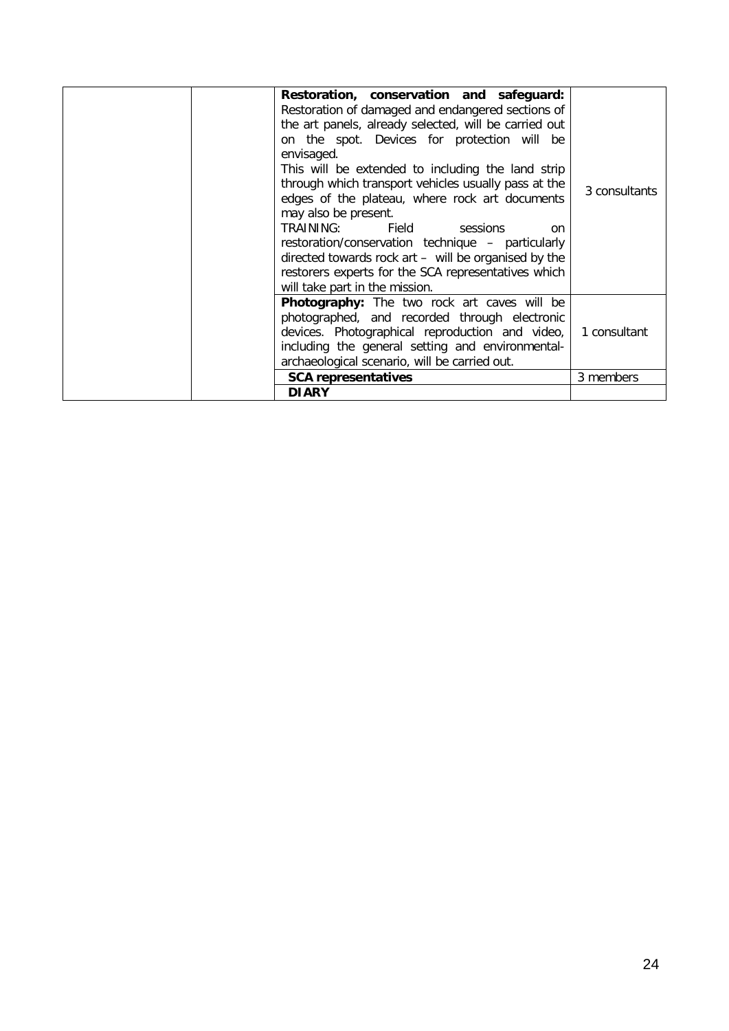| | | | |
|---|---|---|---|
| | | **Restoration, conservation and safeguard:** Restoration of damaged and endangered sections of the art panels, already selected, will be carried out on the spot. Devices for protection will be envisaged. This will be extended to including the land strip through which transport vehicles usually pass at the edges of the plateau, where rock art documents may also be present. TRAINING: Field sessions on restoration/conservation technique – particularly directed towards rock art – will be organised by the restorers experts for the SCA representatives which will take part in the mission. | 3 consultants |
| | | **Photography:** The two rock art caves will be photographed, and recorded through electronic devices. Photographical reproduction and video, including the general setting and environmental-archaeological scenario, will be carried out. | 1 consultant |
| | | **SCA representatives** | 3 members |
| | | **DIARY** | |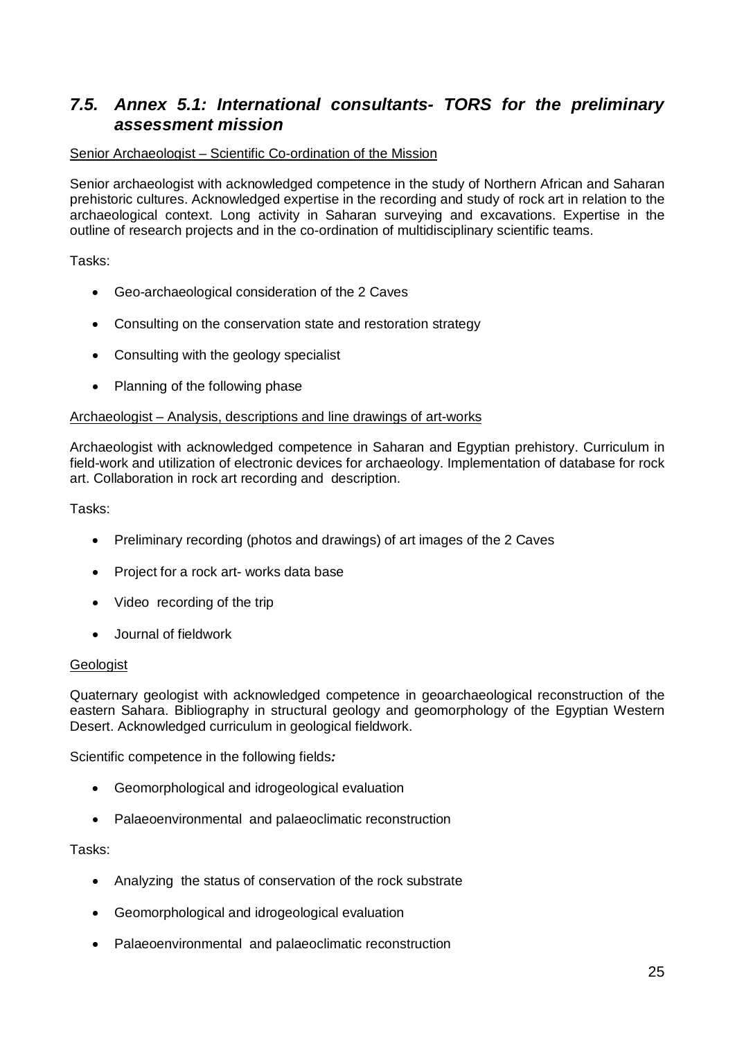## *7.5. Annex 5.1: International consultants- TORS for the preliminary assessment mission*

Senior Archaeologist – Scientific Co-ordination of the Mission

Senior archaeologist with acknowledged competence in the study of Northern African and Saharan prehistoric cultures. Acknowledged expertise in the recording and study of rock art in relation to the archaeological context. Long activity in Saharan surveying and excavations. Expertise in the outline of research projects and in the co-ordination of multidisciplinary scientific teams.

Tasks:

- Geo-archaeological consideration of the 2 Caves
- Consulting on the conservation state and restoration strategy
- Consulting with the geology specialist
- Planning of the following phase

Archaeologist – Analysis, descriptions and line drawings of art-works

Archaeologist with acknowledged competence in Saharan and Egyptian prehistory. Curriculum in field-work and utilization of electronic devices for archaeology. Implementation of database for rock art. Collaboration in rock art recording and description.

Tasks:

- Preliminary recording (photos and drawings) of art images of the 2 Caves
- Project for a rock art- works data base
- Video recording of the trip
- Journal of fieldwork

Geologist

Quaternary geologist with acknowledged competence in geoarchaeological reconstruction of the eastern Sahara. Bibliography in structural geology and geomorphology of the Egyptian Western Desert. Acknowledged curriculum in geological fieldwork.

Scientific competence in the following fields***:***

- Geomorphological and idrogeological evaluation
- Palaeoenvironmental and palaeoclimatic reconstruction

Tasks:

- Analyzing the status of conservation of the rock substrate
- Geomorphological and idrogeological evaluation
- Palaeoenvironmental and palaeoclimatic reconstruction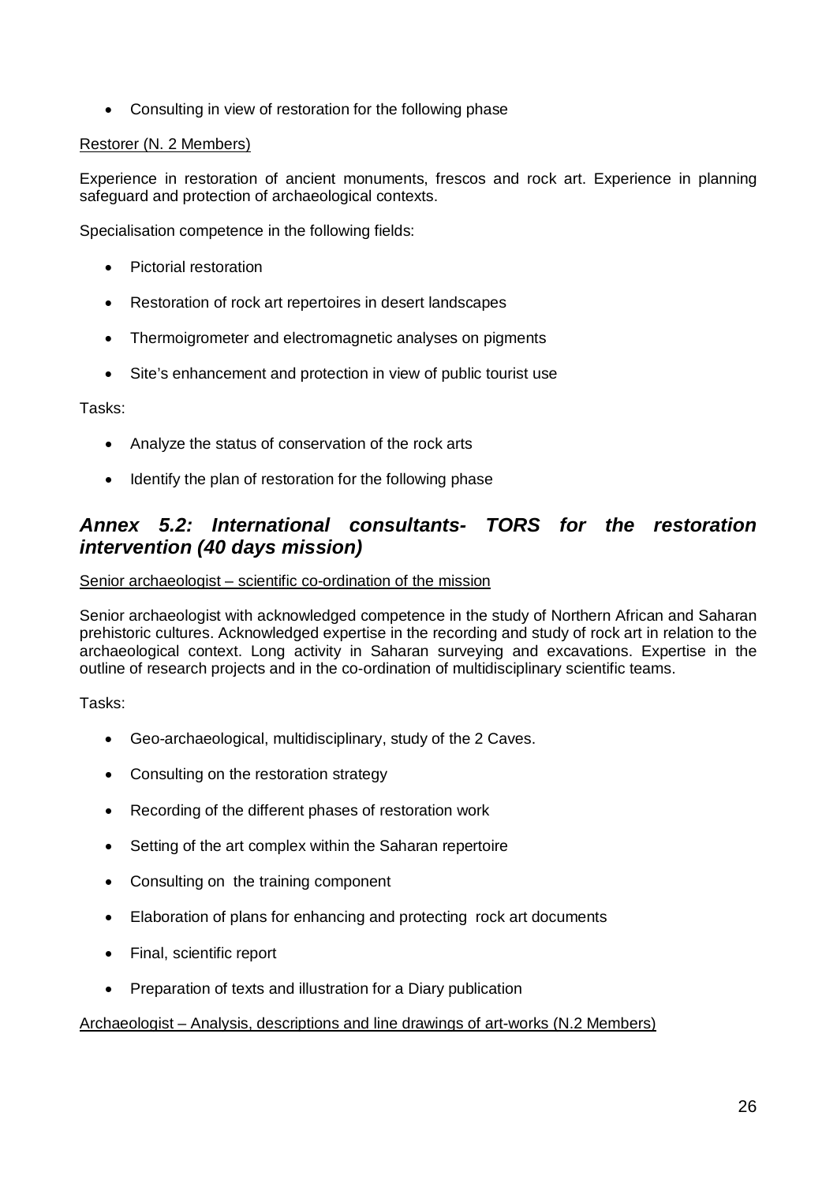- Consulting in view of restoration for the following phase

Restorer (N. 2 Members)

Experience in restoration of ancient monuments, frescos and rock art. Experience in planning safeguard and protection of archaeological contexts.

Specialisation competence in the following fields:

- Pictorial restoration
- Restoration of rock art repertoires in desert landscapes
- Thermoigrometer and electromagnetic analyses on pigments
- Site's enhancement and protection in view of public tourist use

Tasks:

- Analyze the status of conservation of the rock arts
- Identify the plan of restoration for the following phase

## *Annex 5.2: International consultants- TORS for the restoration intervention (40 days mission)*

Senior archaeologist – scientific co-ordination of the mission

Senior archaeologist with acknowledged competence in the study of Northern African and Saharan prehistoric cultures. Acknowledged expertise in the recording and study of rock art in relation to the archaeological context. Long activity in Saharan surveying and excavations. Expertise in the outline of research projects and in the co-ordination of multidisciplinary scientific teams.

Tasks:

- Geo-archaeological, multidisciplinary, study of the 2 Caves.
- Consulting on the restoration strategy
- Recording of the different phases of restoration work
- Setting of the art complex within the Saharan repertoire
- Consulting on the training component
- Elaboration of plans for enhancing and protecting rock art documents
- Final, scientific report
- Preparation of texts and illustration for a Diary publication

Archaeologist – Analysis, descriptions and line drawings of art-works (N.2 Members)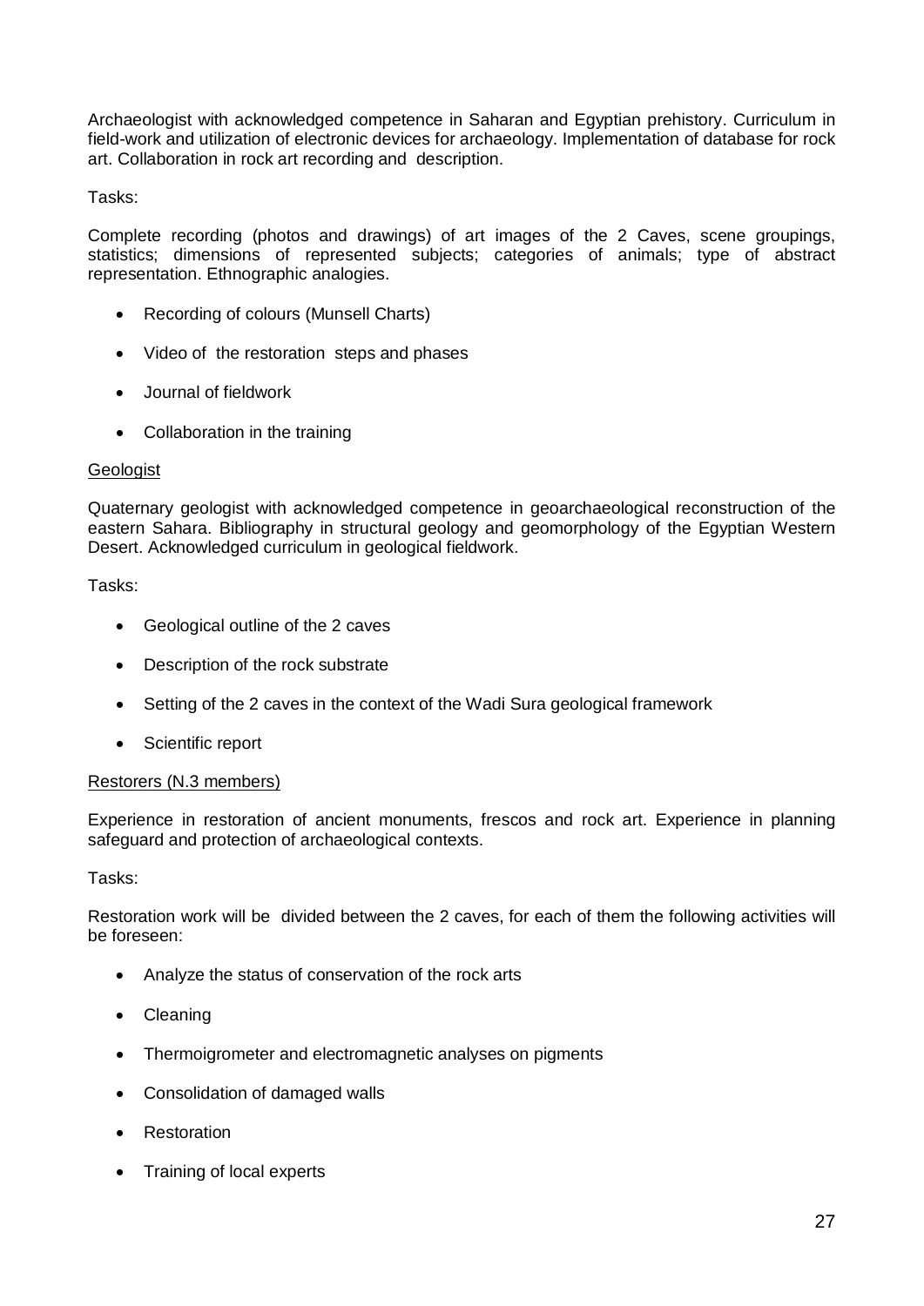Archaeologist with acknowledged competence in Saharan and Egyptian prehistory. Curriculum in field-work and utilization of electronic devices for archaeology. Implementation of database for rock art. Collaboration in rock art recording and description.

Tasks:

Complete recording (photos and drawings) of art images of the 2 Caves, scene groupings, statistics; dimensions of represented subjects; categories of animals; type of abstract representation. Ethnographic analogies.

- Recording of colours (Munsell Charts)
- Video of the restoration steps and phases
- Journal of fieldwork
- Collaboration in the training

Geologist

Quaternary geologist with acknowledged competence in geoarchaeological reconstruction of the eastern Sahara. Bibliography in structural geology and geomorphology of the Egyptian Western Desert. Acknowledged curriculum in geological fieldwork.

Tasks:

- Geological outline of the 2 caves
- Description of the rock substrate
- Setting of the 2 caves in the context of the Wadi Sura geological framework
- Scientific report

Restorers (N.3 members)

Experience in restoration of ancient monuments, frescos and rock art. Experience in planning safeguard and protection of archaeological contexts.

Tasks:

Restoration work will be divided between the 2 caves, for each of them the following activities will be foreseen:

- Analyze the status of conservation of the rock arts
- Cleaning
- Thermoigrometer and electromagnetic analyses on pigments
- Consolidation of damaged walls
- Restoration
- Training of local experts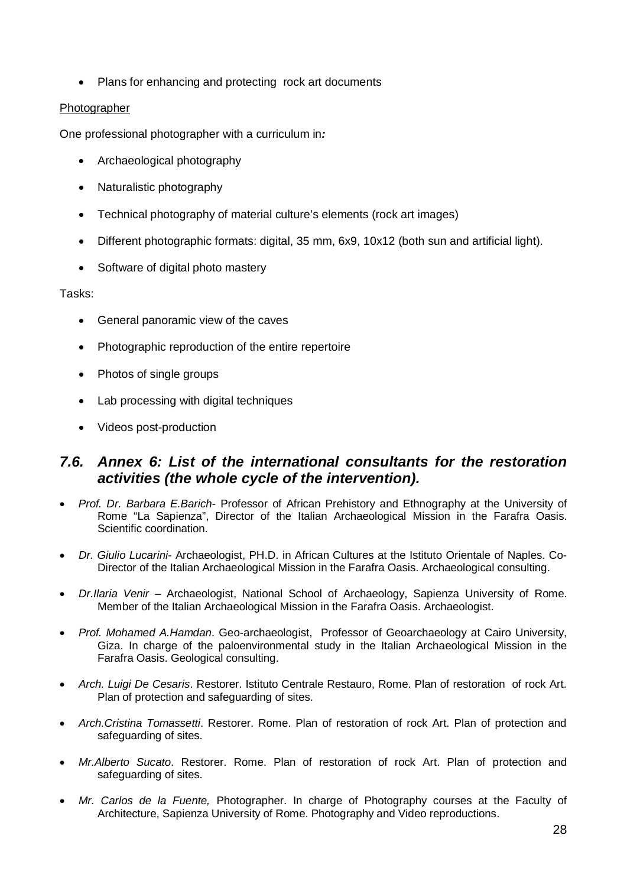- Plans for enhancing and protecting rock art documents

Photographer

One professional photographer with a curriculum in***:***

- Archaeological photography
- Naturalistic photography
- Technical photography of material culture's elements (rock art images)
- Different photographic formats: digital, 35 mm, 6x9, 10x12 (both sun and artificial light).
- Software of digital photo mastery

Tasks:

- General panoramic view of the caves
- Photographic reproduction of the entire repertoire
- Photos of single groups
- Lab processing with digital techniques
- Videos post-production

## *7.6. Annex 6: List of the international consultants for the restoration activities (the whole cycle of the intervention).*

- *Prof. Dr. Barbara E.Barich*- Professor of African Prehistory and Ethnography at the University of Rome "La Sapienza", Director of the Italian Archaeological Mission in the Farafra Oasis. Scientific coordination.
- *Dr. Giulio Lucarini*- Archaeologist, PH.D. in African Cultures at the Istituto Orientale of Naples. Co-Director of the Italian Archaeological Mission in the Farafra Oasis. Archaeological consulting.
- *Dr.Ilaria Venir* – Archaeologist, National School of Archaeology, Sapienza University of Rome. Member of the Italian Archaeological Mission in the Farafra Oasis. Archaeologist.
- *Prof. Mohamed A.Hamdan*. Geo-archaeologist, Professor of Geoarchaeology at Cairo University, Giza. In charge of the paloenvironmental study in the Italian Archaeological Mission in the Farafra Oasis. Geological consulting.
- *Arch. Luigi De Cesaris*. Restorer. Istituto Centrale Restauro, Rome. Plan of restoration of rock Art. Plan of protection and safeguarding of sites.
- *Arch.Cristina Tomassetti*. Restorer. Rome. Plan of restoration of rock Art. Plan of protection and safeguarding of sites.
- *Mr.Alberto Sucato*. Restorer. Rome. Plan of restoration of rock Art. Plan of protection and safeguarding of sites.
- *Mr. Carlos de la Fuente,* Photographer. In charge of Photography courses at the Faculty of Architecture, Sapienza University of Rome. Photography and Video reproductions.